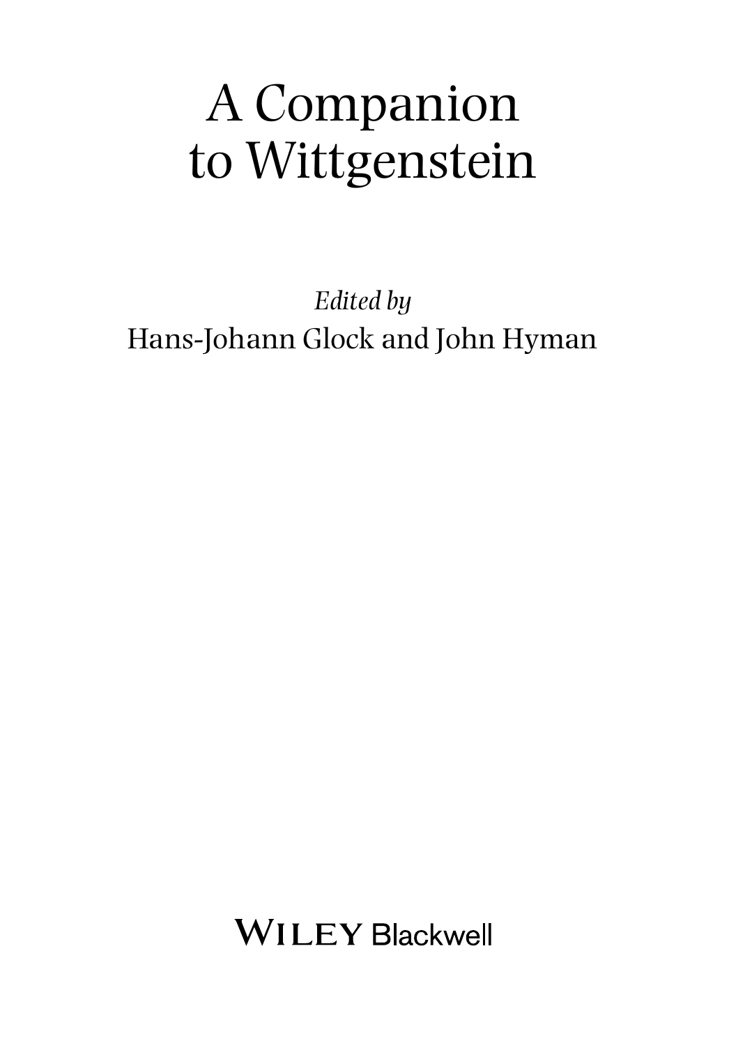# A Companion to Wittgenstein

*Edited by*

Hans-Johann Glock and John Hyman

WILEY Blackwell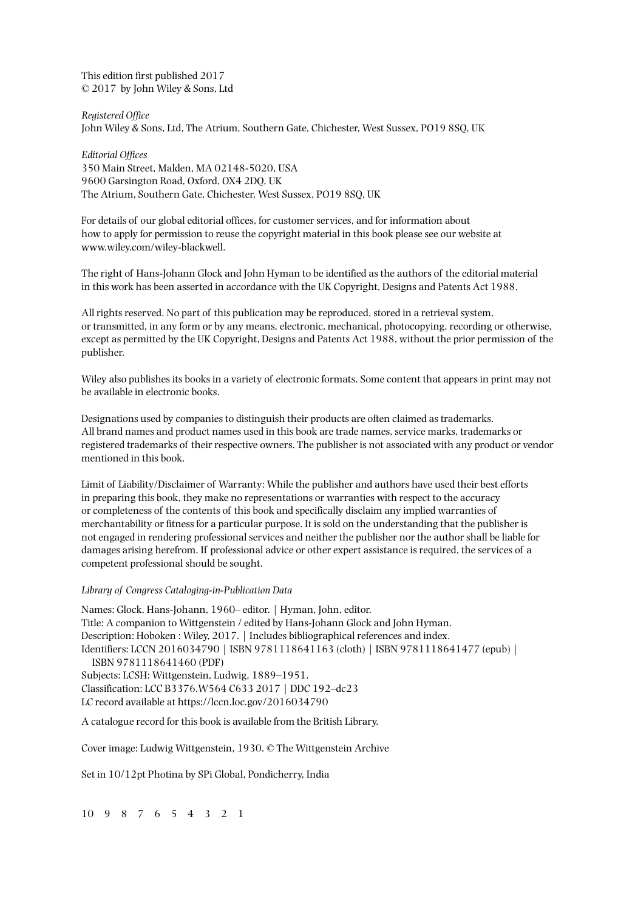This edition first published 2017
© 2017 by John Wiley & Sons, Ltd

*Registered Office*
John Wiley & Sons, Ltd, The Atrium, Southern Gate, Chichester, West Sussex, PO19 8SQ, UK

*Editorial Offices*
350 Main Street, Malden, MA 02148-5020, USA
9600 Garsington Road, Oxford, OX4 2DQ, UK
The Atrium, Southern Gate, Chichester, West Sussex, PO19 8SQ, UK

For details of our global editorial offices, for customer services, and for information about how to apply for permission to reuse the copyright material in this book please see our website at www.wiley.com/wiley-blackwell.

The right of Hans-Johann Glock and John Hyman to be identified as the authors of the editorial material in this work has been asserted in accordance with the UK Copyright, Designs and Patents Act 1988.

All rights reserved. No part of this publication may be reproduced, stored in a retrieval system, or transmitted, in any form or by any means, electronic, mechanical, photocopying, recording or otherwise, except as permitted by the UK Copyright, Designs and Patents Act 1988, without the prior permission of the publisher.

Wiley also publishes its books in a variety of electronic formats. Some content that appears in print may not be available in electronic books.

Designations used by companies to distinguish their products are often claimed as trademarks. All brand names and product names used in this book are trade names, service marks, trademarks or registered trademarks of their respective owners. The publisher is not associated with any product or vendor mentioned in this book.

Limit of Liability/Disclaimer of Warranty: While the publisher and authors have used their best efforts in preparing this book, they make no representations or warranties with respect to the accuracy or completeness of the contents of this book and specifically disclaim any implied warranties of merchantability or fitness for a particular purpose. It is sold on the understanding that the publisher is not engaged in rendering professional services and neither the publisher nor the author shall be liable for damages arising herefrom. If professional advice or other expert assistance is required, the services of a competent professional should be sought.

*Library of Congress Cataloging-in-Publication Data*

Names: Glock, Hans-Johann, 1960– editor. | Hyman, John, editor.
Title: A companion to Wittgenstein / edited by Hans-Johann Glock and John Hyman.
Description: Hoboken : Wiley, 2017. | Includes bibliographical references and index.
Identifiers: LCCN 2016034790 | ISBN 9781118641163 (cloth) | ISBN 9781118641477 (epub) | ISBN 9781118641460 (PDF)
Subjects: LCSH: Wittgenstein, Ludwig, 1889–1951.
Classification: LCC B3376.W564 C633 2017 | DDC 192–dc23
LC record available at https://lccn.loc.gov/2016034790

A catalogue record for this book is available from the British Library.

Cover image: Ludwig Wittgenstein, 1930. © The Wittgenstein Archive

Set in 10/12pt Photina by SPi Global, Pondicherry, India

10 9 8 7 6 5 4 3 2 1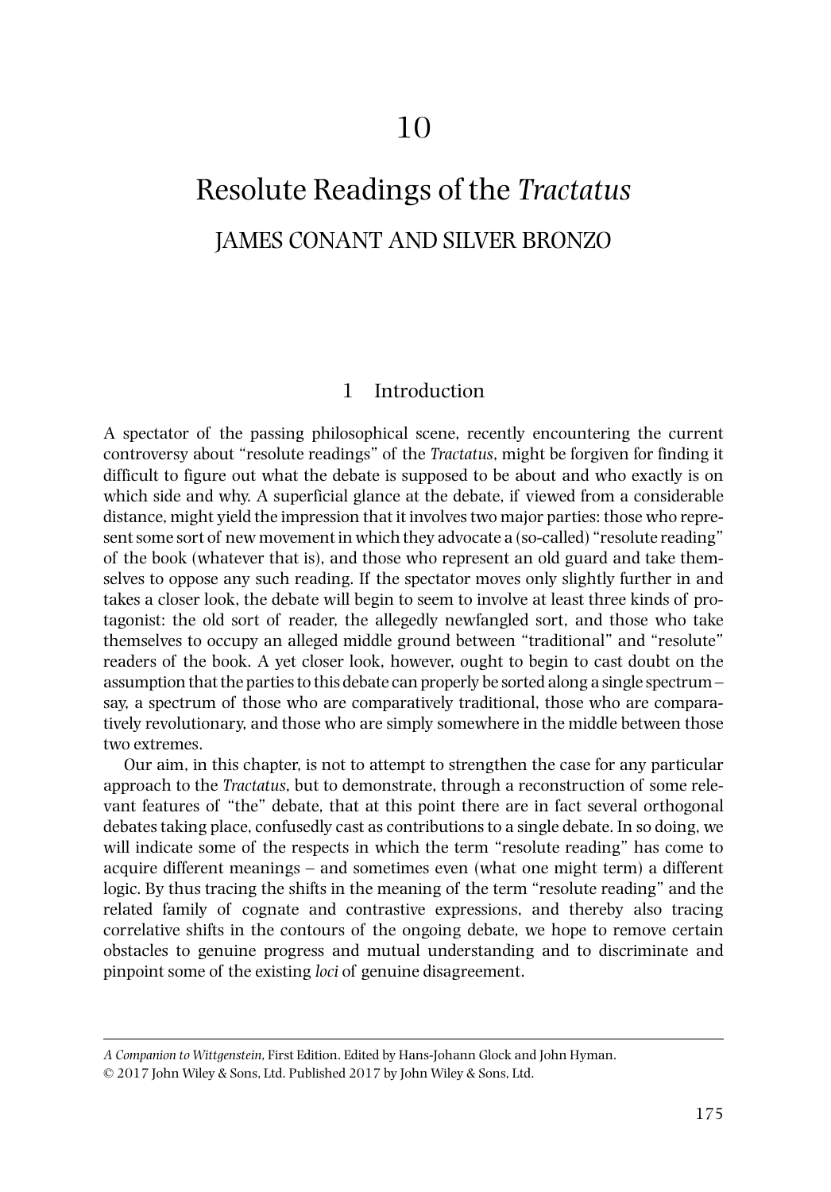# 10

# Resolute Readings of the *Tractatus*

## JAMES CONANT AND SILVER BRONZO

### 1 Introduction

A spectator of the passing philosophical scene, recently encountering the current controversy about "resolute readings" of the *Tractatus*, might be forgiven for finding it difficult to figure out what the debate is supposed to be about and who exactly is on which side and why. A superficial glance at the debate, if viewed from a considerable distance, might yield the impression that it involves two major parties: those who represent some sort of new movement in which they advocate a (so-called) "resolute reading" of the book (whatever that is), and those who represent an old guard and take themselves to oppose any such reading. If the spectator moves only slightly further in and takes a closer look, the debate will begin to seem to involve at least three kinds of protagonist: the old sort of reader, the allegedly newfangled sort, and those who take themselves to occupy an alleged middle ground between "traditional" and "resolute" readers of the book. A yet closer look, however, ought to begin to cast doubt on the assumption that the parties to this debate can properly be sorted along a single spectrum – say, a spectrum of those who are comparatively traditional, those who are comparatively revolutionary, and those who are simply somewhere in the middle between those two extremes.

Our aim, in this chapter, is not to attempt to strengthen the case for any particular approach to the *Tractatus*, but to demonstrate, through a reconstruction of some relevant features of "the" debate, that at this point there are in fact several orthogonal debates taking place, confusedly cast as contributions to a single debate. In so doing, we will indicate some of the respects in which the term "resolute reading" has come to acquire different meanings – and sometimes even (what one might term) a different logic. By thus tracing the shifts in the meaning of the term "resolute reading" and the related family of cognate and contrastive expressions, and thereby also tracing correlative shifts in the contours of the ongoing debate, we hope to remove certain obstacles to genuine progress and mutual understanding and to discriminate and pinpoint some of the existing *loci* of genuine disagreement.

---

*A Companion to Wittgenstein*, First Edition. Edited by Hans-Johann Glock and John Hyman.
© 2017 John Wiley & Sons, Ltd. Published 2017 by John Wiley & Sons, Ltd.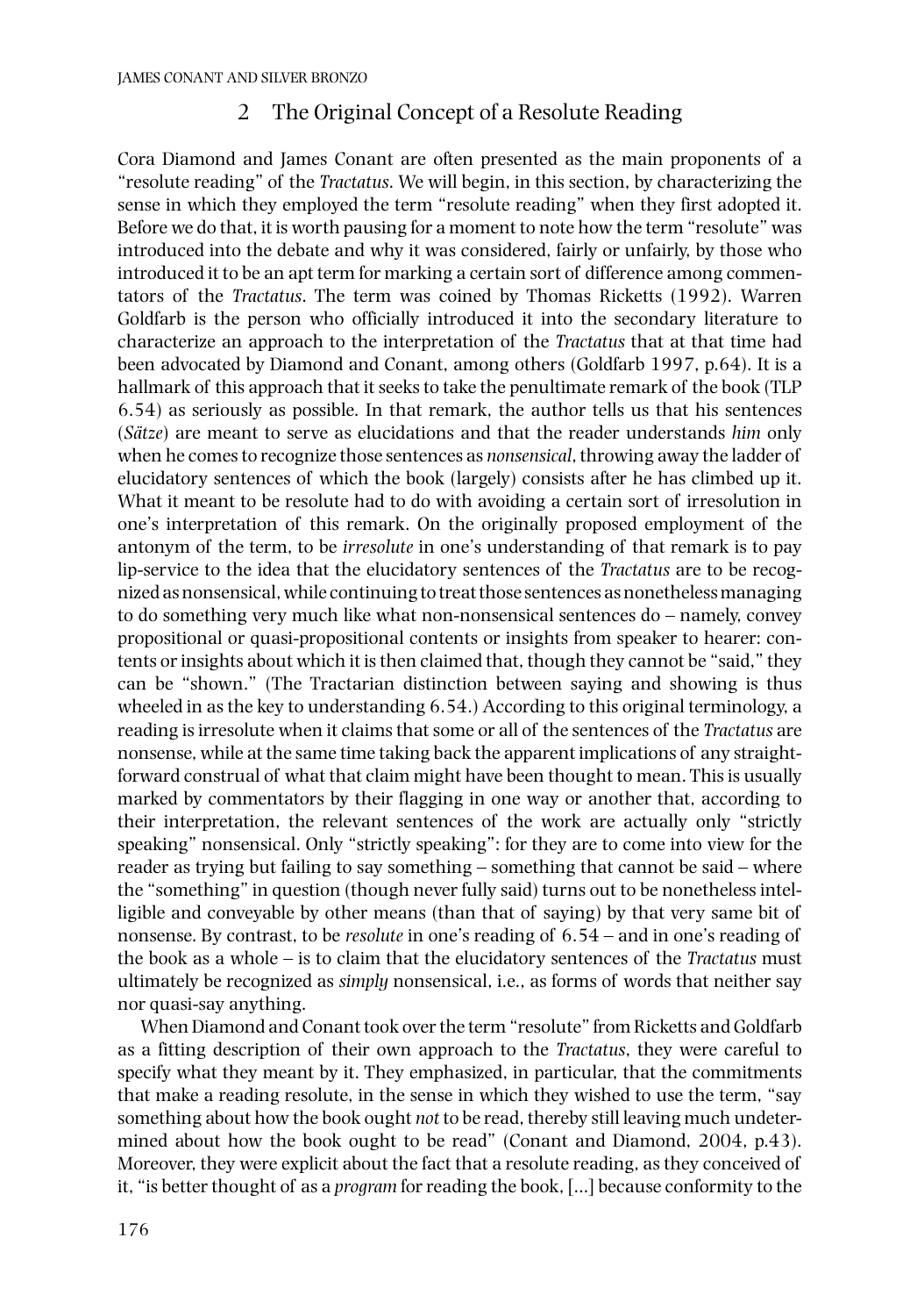## 2 The Original Concept of a Resolute Reading

Cora Diamond and James Conant are often presented as the main proponents of a "resolute reading" of the *Tractatus*. We will begin, in this section, by characterizing the sense in which they employed the term "resolute reading" when they first adopted it. Before we do that, it is worth pausing for a moment to note how the term "resolute" was introduced into the debate and why it was considered, fairly or unfairly, by those who introduced it to be an apt term for marking a certain sort of difference among commentators of the *Tractatus*. The term was coined by Thomas Ricketts (1992). Warren Goldfarb is the person who officially introduced it into the secondary literature to characterize an approach to the interpretation of the *Tractatus* that at that time had been advocated by Diamond and Conant, among others (Goldfarb 1997, p.64). It is a hallmark of this approach that it seeks to take the penultimate remark of the book (TLP 6.54) as seriously as possible. In that remark, the author tells us that his sentences (*Sätze*) are meant to serve as elucidations and that the reader understands *him* only when he comes to recognize those sentences as *nonsensical*, throwing away the ladder of elucidatory sentences of which the book (largely) consists after he has climbed up it. What it meant to be resolute had to do with avoiding a certain sort of irresolution in one's interpretation of this remark. On the originally proposed employment of the antonym of the term, to be *irresolute* in one's understanding of that remark is to pay lip-service to the idea that the elucidatory sentences of the *Tractatus* are to be recognized as nonsensical, while continuing to treat those sentences as nonetheless managing to do something very much like what non-nonsensical sentences do – namely, convey propositional or quasi-propositional contents or insights from speaker to hearer: contents or insights about which it is then claimed that, though they cannot be "said," they can be "shown." (The Tractarian distinction between saying and showing is thus wheeled in as the key to understanding 6.54.) According to this original terminology, a reading is irresolute when it claims that some or all of the sentences of the *Tractatus* are nonsense, while at the same time taking back the apparent implications of any straightforward construal of what that claim might have been thought to mean. This is usually marked by commentators by their flagging in one way or another that, according to their interpretation, the relevant sentences of the work are actually only "strictly speaking" nonsensical. Only "strictly speaking": for they are to come into view for the reader as trying but failing to say something – something that cannot be said – where the "something" in question (though never fully said) turns out to be nonetheless intelligible and conveyable by other means (than that of saying) by that very same bit of nonsense. By contrast, to be *resolute* in one's reading of 6.54 – and in one's reading of the book as a whole – is to claim that the elucidatory sentences of the *Tractatus* must ultimately be recognized as *simply* nonsensical, i.e., as forms of words that neither say nor quasi-say anything.

When Diamond and Conant took over the term "resolute" from Ricketts and Goldfarb as a fitting description of their own approach to the *Tractatus*, they were careful to specify what they meant by it. They emphasized, in particular, that the commitments that make a reading resolute, in the sense in which they wished to use the term, "say something about how the book ought *not* to be read, thereby still leaving much undetermined about how the book ought to be read" (Conant and Diamond, 2004, p.43). Moreover, they were explicit about the fact that a resolute reading, as they conceived of it, "is better thought of as a *program* for reading the book, [...] because conformity to the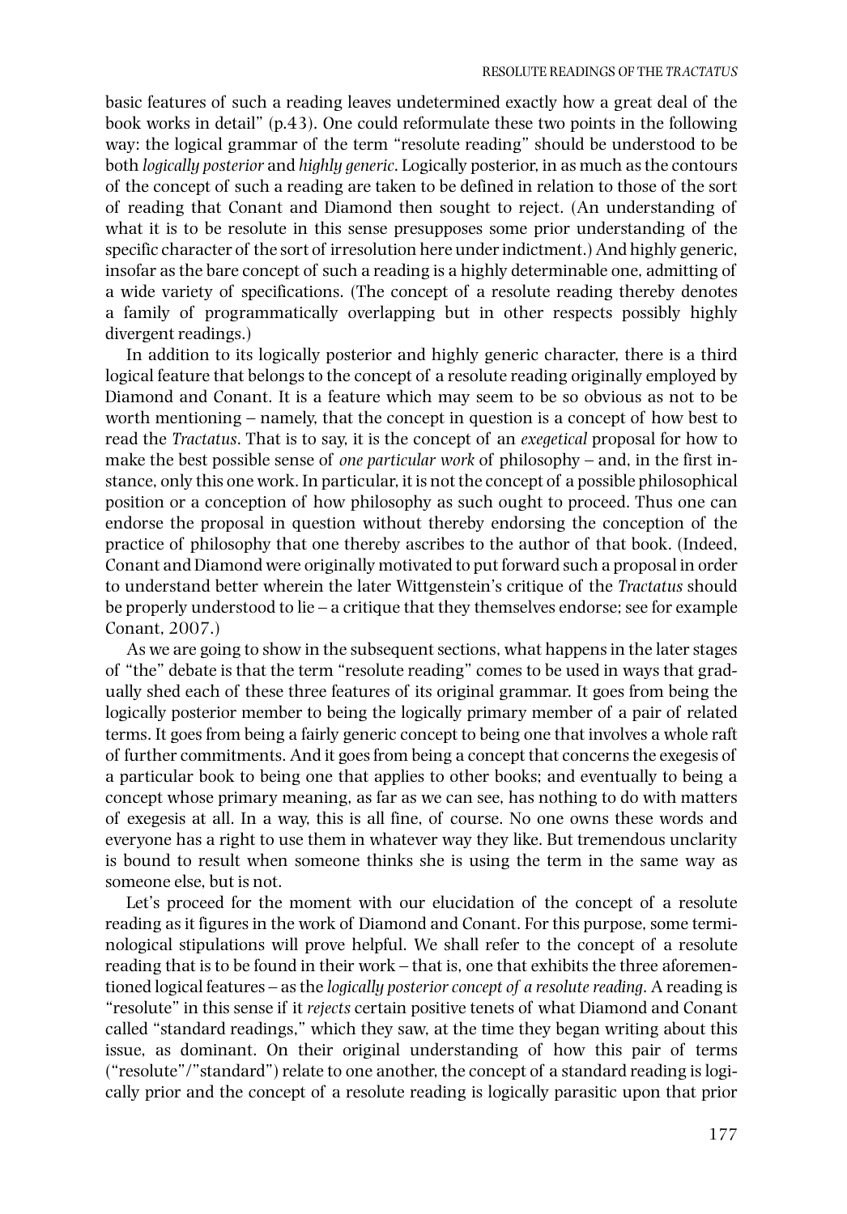basic features of such a reading leaves undetermined exactly how a great deal of the book works in detail" (p.43). One could reformulate these two points in the following way: the logical grammar of the term "resolute reading" should be understood to be both *logically posterior* and *highly generic*. Logically posterior, in as much as the contours of the concept of such a reading are taken to be defined in relation to those of the sort of reading that Conant and Diamond then sought to reject. (An understanding of what it is to be resolute in this sense presupposes some prior understanding of the specific character of the sort of irresolution here under indictment.) And highly generic, insofar as the bare concept of such a reading is a highly determinable one, admitting of a wide variety of specifications. (The concept of a resolute reading thereby denotes a family of programmatically overlapping but in other respects possibly highly divergent readings.)

In addition to its logically posterior and highly generic character, there is a third logical feature that belongs to the concept of a resolute reading originally employed by Diamond and Conant. It is a feature which may seem to be so obvious as not to be worth mentioning – namely, that the concept in question is a concept of how best to read the *Tractatus*. That is to say, it is the concept of an *exegetical* proposal for how to make the best possible sense of *one particular work* of philosophy – and, in the first instance, only this one work. In particular, it is not the concept of a possible philosophical position or a conception of how philosophy as such ought to proceed. Thus one can endorse the proposal in question without thereby endorsing the conception of the practice of philosophy that one thereby ascribes to the author of that book. (Indeed, Conant and Diamond were originally motivated to put forward such a proposal in order to understand better wherein the later Wittgenstein's critique of the *Tractatus* should be properly understood to lie – a critique that they themselves endorse; see for example Conant, 2007.)

As we are going to show in the subsequent sections, what happens in the later stages of "the" debate is that the term "resolute reading" comes to be used in ways that gradually shed each of these three features of its original grammar. It goes from being the logically posterior member to being the logically primary member of a pair of related terms. It goes from being a fairly generic concept to being one that involves a whole raft of further commitments. And it goes from being a concept that concerns the exegesis of a particular book to being one that applies to other books; and eventually to being a concept whose primary meaning, as far as we can see, has nothing to do with matters of exegesis at all. In a way, this is all fine, of course. No one owns these words and everyone has a right to use them in whatever way they like. But tremendous unclarity is bound to result when someone thinks she is using the term in the same way as someone else, but is not.

Let's proceed for the moment with our elucidation of the concept of a resolute reading as it figures in the work of Diamond and Conant. For this purpose, some terminological stipulations will prove helpful. We shall refer to the concept of a resolute reading that is to be found in their work – that is, one that exhibits the three aforementioned logical features – as the *logically posterior concept of a resolute reading*. A reading is "resolute" in this sense if it *rejects* certain positive tenets of what Diamond and Conant called "standard readings," which they saw, at the time they began writing about this issue, as dominant. On their original understanding of how this pair of terms ("resolute"/"standard") relate to one another, the concept of a standard reading is logically prior and the concept of a resolute reading is logically parasitic upon that prior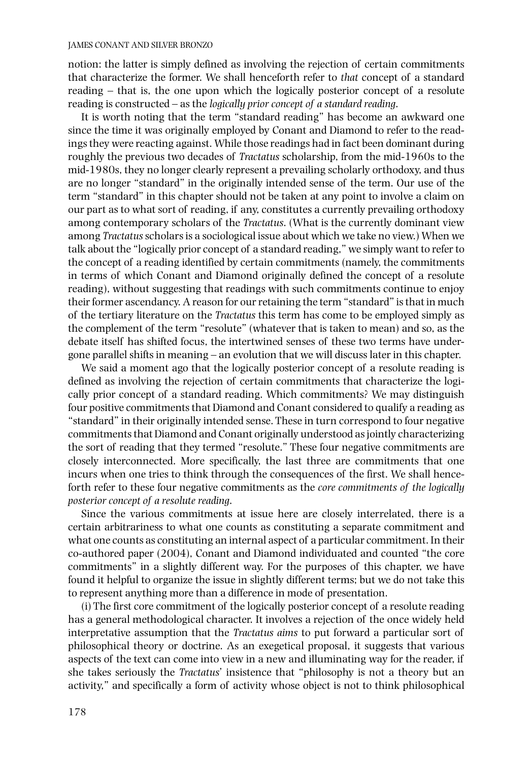notion: the latter is simply defined as involving the rejection of certain commitments that characterize the former. We shall henceforth refer to *that* concept of a standard reading – that is, the one upon which the logically posterior concept of a resolute reading is constructed – as the *logically prior concept of a standard reading*.

It is worth noting that the term "standard reading" has become an awkward one since the time it was originally employed by Conant and Diamond to refer to the readings they were reacting against. While those readings had in fact been dominant during roughly the previous two decades of *Tractatus* scholarship, from the mid-1960s to the mid-1980s, they no longer clearly represent a prevailing scholarly orthodoxy, and thus are no longer "standard" in the originally intended sense of the term. Our use of the term "standard" in this chapter should not be taken at any point to involve a claim on our part as to what sort of reading, if any, constitutes a currently prevailing orthodoxy among contemporary scholars of the *Tractatus*. (What is the currently dominant view among *Tractatus* scholars is a sociological issue about which we take no view.) When we talk about the "logically prior concept of a standard reading," we simply want to refer to the concept of a reading identified by certain commitments (namely, the commitments in terms of which Conant and Diamond originally defined the concept of a resolute reading), without suggesting that readings with such commitments continue to enjoy their former ascendancy. A reason for our retaining the term "standard" is that in much of the tertiary literature on the *Tractatus* this term has come to be employed simply as the complement of the term "resolute" (whatever that is taken to mean) and so, as the debate itself has shifted focus, the intertwined senses of these two terms have undergone parallel shifts in meaning – an evolution that we will discuss later in this chapter.

We said a moment ago that the logically posterior concept of a resolute reading is defined as involving the rejection of certain commitments that characterize the logically prior concept of a standard reading. Which commitments? We may distinguish four positive commitments that Diamond and Conant considered to qualify a reading as "standard" in their originally intended sense. These in turn correspond to four negative commitments that Diamond and Conant originally understood as jointly characterizing the sort of reading that they termed "resolute." These four negative commitments are closely interconnected. More specifically, the last three are commitments that one incurs when one tries to think through the consequences of the first. We shall henceforth refer to these four negative commitments as the *core commitments of the logically posterior concept of a resolute reading*.

Since the various commitments at issue here are closely interrelated, there is a certain arbitrariness to what one counts as constituting a separate commitment and what one counts as constituting an internal aspect of a particular commitment. In their co-authored paper (2004), Conant and Diamond individuated and counted "the core commitments" in a slightly different way. For the purposes of this chapter, we have found it helpful to organize the issue in slightly different terms; but we do not take this to represent anything more than a difference in mode of presentation.

(i) The first core commitment of the logically posterior concept of a resolute reading has a general methodological character. It involves a rejection of the once widely held interpretative assumption that the *Tractatus aims* to put forward a particular sort of philosophical theory or doctrine. As an exegetical proposal, it suggests that various aspects of the text can come into view in a new and illuminating way for the reader, if she takes seriously the *Tractatus*' insistence that "philosophy is not a theory but an activity," and specifically a form of activity whose object is not to think philosophical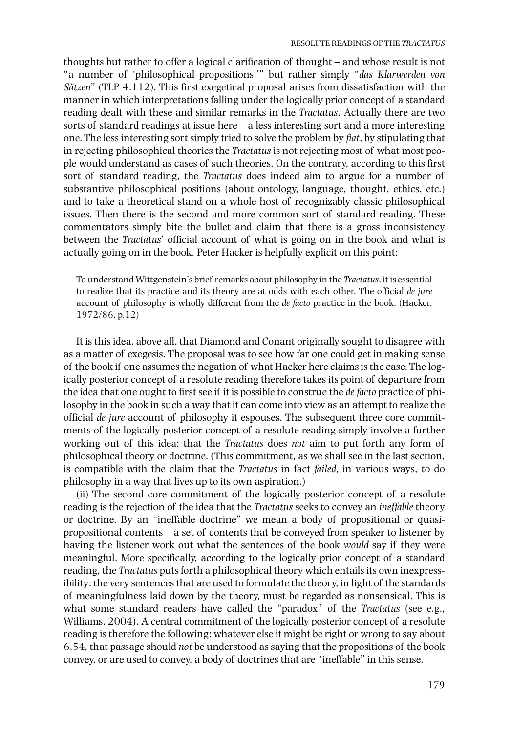thoughts but rather to offer a logical clarification of thought – and whose result is not "a number of 'philosophical propositions,'" but rather simply "*das Klarwerden von Sätzen*" (TLP 4.112). This first exegetical proposal arises from dissatisfaction with the manner in which interpretations falling under the logically prior concept of a standard reading dealt with these and similar remarks in the *Tractatus*. Actually there are two sorts of standard readings at issue here – a less interesting sort and a more interesting one. The less interesting sort simply tried to solve the problem by *fiat*, by stipulating that in rejecting philosophical theories the *Tractatus* is not rejecting most of what most people would understand as cases of such theories. On the contrary, according to this first sort of standard reading, the *Tractatus* does indeed aim to argue for a number of substantive philosophical positions (about ontology, language, thought, ethics, etc.) and to take a theoretical stand on a whole host of recognizably classic philosophical issues. Then there is the second and more common sort of standard reading. These commentators simply bite the bullet and claim that there is a gross inconsistency between the *Tractatus*' official account of what is going on in the book and what is actually going on in the book. Peter Hacker is helpfully explicit on this point:

> To understand Wittgenstein's brief remarks about philosophy in the *Tractatus*, it is essential to realize that its practice and its theory are at odds with each other. The official *de jure* account of philosophy is wholly different from the *de facto* practice in the book. (Hacker, 1972/86, p.12)

It is this idea, above all, that Diamond and Conant originally sought to disagree with as a matter of exegesis. The proposal was to see how far one could get in making sense of the book if one assumes the negation of what Hacker here claims is the case. The logically posterior concept of a resolute reading therefore takes its point of departure from the idea that one ought to first see if it is possible to construe the *de facto* practice of philosophy in the book in such a way that it can come into view as an attempt to realize the official *de jure* account of philosophy it espouses. The subsequent three core commitments of the logically posterior concept of a resolute reading simply involve a further working out of this idea: that the *Tractatus* does *not* aim to put forth any form of philosophical theory or doctrine. (This commitment, as we shall see in the last section, is compatible with the claim that the *Tractatus* in fact *failed*, in various ways, to do philosophy in a way that lives up to its own aspiration.)

(ii) The second core commitment of the logically posterior concept of a resolute reading is the rejection of the idea that the *Tractatus* seeks to convey an *ineffable* theory or doctrine. By an "ineffable doctrine" we mean a body of propositional or quasi-propositional contents – a set of contents that be conveyed from speaker to listener by having the listener work out what the sentences of the book *would* say if they were meaningful. More specifically, according to the logically prior concept of a standard reading, the *Tractatus* puts forth a philosophical theory which entails its own inexpressibility: the very sentences that are used to formulate the theory, in light of the standards of meaningfulness laid down by the theory, must be regarded as nonsensical. This is what some standard readers have called the "paradox" of the *Tractatus* (see e.g., Williams, 2004). A central commitment of the logically posterior concept of a resolute reading is therefore the following: whatever else it might be right or wrong to say about 6.54, that passage should *not* be understood as saying that the propositions of the book convey, or are used to convey, a body of doctrines that are "ineffable" in this sense.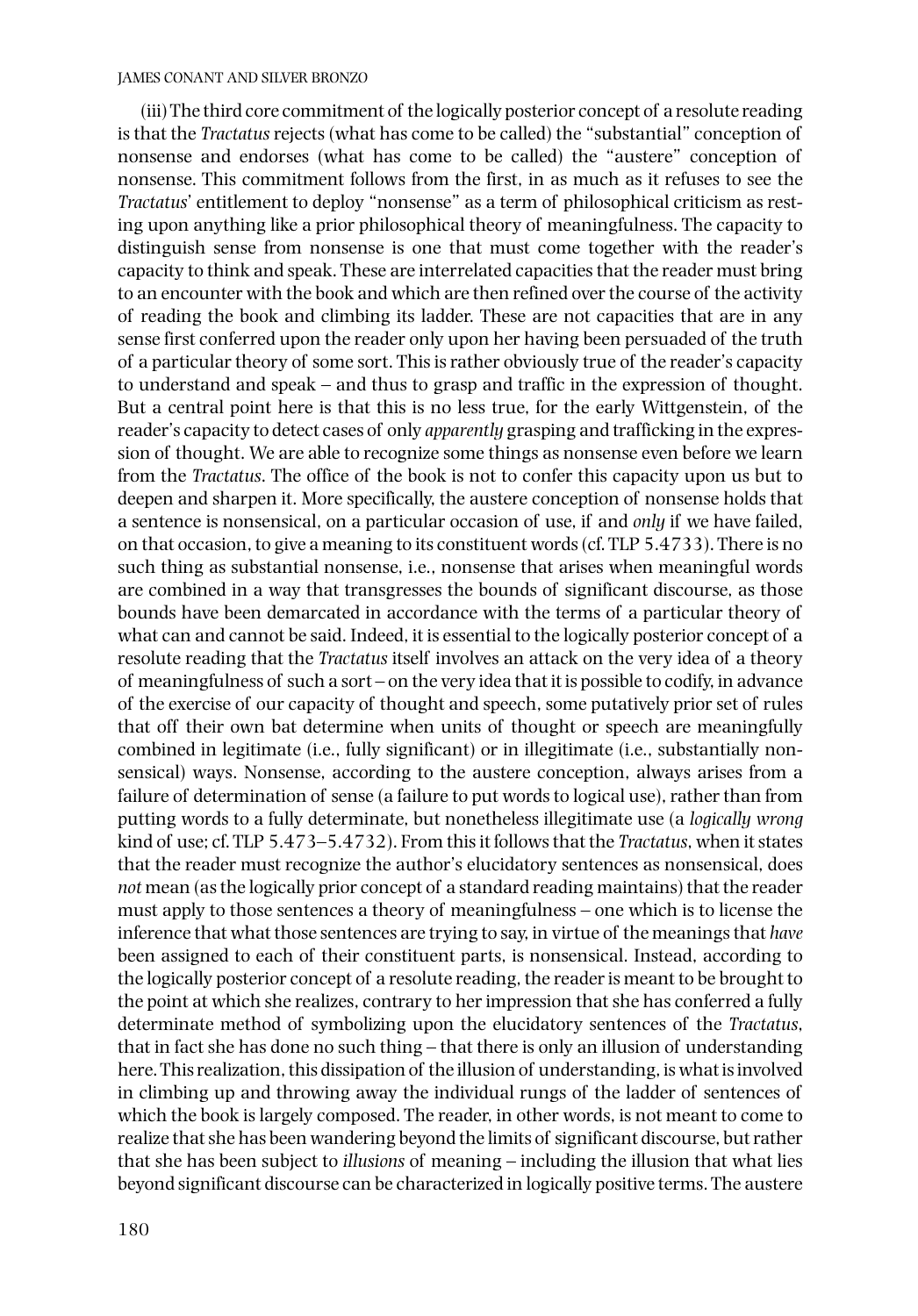(iii) The third core commitment of the logically posterior concept of a resolute reading is that the *Tractatus* rejects (what has come to be called) the "substantial" conception of nonsense and endorses (what has come to be called) the "austere" conception of nonsense. This commitment follows from the first, in as much as it refuses to see the *Tractatus*' entitlement to deploy "nonsense" as a term of philosophical criticism as resting upon anything like a prior philosophical theory of meaningfulness. The capacity to distinguish sense from nonsense is one that must come together with the reader's capacity to think and speak. These are interrelated capacities that the reader must bring to an encounter with the book and which are then refined over the course of the activity of reading the book and climbing its ladder. These are not capacities that are in any sense first conferred upon the reader only upon her having been persuaded of the truth of a particular theory of some sort. This is rather obviously true of the reader's capacity to understand and speak – and thus to grasp and traffic in the expression of thought. But a central point here is that this is no less true, for the early Wittgenstein, of the reader's capacity to detect cases of only *apparently* grasping and trafficking in the expression of thought. We are able to recognize some things as nonsense even before we learn from the *Tractatus*. The office of the book is not to confer this capacity upon us but to deepen and sharpen it. More specifically, the austere conception of nonsense holds that a sentence is nonsensical, on a particular occasion of use, if and *only* if we have failed, on that occasion, to give a meaning to its constituent words (cf. TLP 5.4733). There is no such thing as substantial nonsense, i.e., nonsense that arises when meaningful words are combined in a way that transgresses the bounds of significant discourse, as those bounds have been demarcated in accordance with the terms of a particular theory of what can and cannot be said. Indeed, it is essential to the logically posterior concept of a resolute reading that the *Tractatus* itself involves an attack on the very idea of a theory of meaningfulness of such a sort – on the very idea that it is possible to codify, in advance of the exercise of our capacity of thought and speech, some putatively prior set of rules that off their own bat determine when units of thought or speech are meaningfully combined in legitimate (i.e., fully significant) or in illegitimate (i.e., substantially nonsensical) ways. Nonsense, according to the austere conception, always arises from a failure of determination of sense (a failure to put words to logical use), rather than from putting words to a fully determinate, but nonetheless illegitimate use (a *logically wrong* kind of use; cf. TLP 5.473–5.4732). From this it follows that the *Tractatus*, when it states that the reader must recognize the author's elucidatory sentences as nonsensical, does *not* mean (as the logically prior concept of a standard reading maintains) that the reader must apply to those sentences a theory of meaningfulness – one which is to license the inference that what those sentences are trying to say, in virtue of the meanings that *have* been assigned to each of their constituent parts, is nonsensical. Instead, according to the logically posterior concept of a resolute reading, the reader is meant to be brought to the point at which she realizes, contrary to her impression that she has conferred a fully determinate method of symbolizing upon the elucidatory sentences of the *Tractatus*, that in fact she has done no such thing – that there is only an illusion of understanding here. This realization, this dissipation of the illusion of understanding, is what is involved in climbing up and throwing away the individual rungs of the ladder of sentences of which the book is largely composed. The reader, in other words, is not meant to come to realize that she has been wandering beyond the limits of significant discourse, but rather that she has been subject to *illusions* of meaning – including the illusion that what lies beyond significant discourse can be characterized in logically positive terms. The austere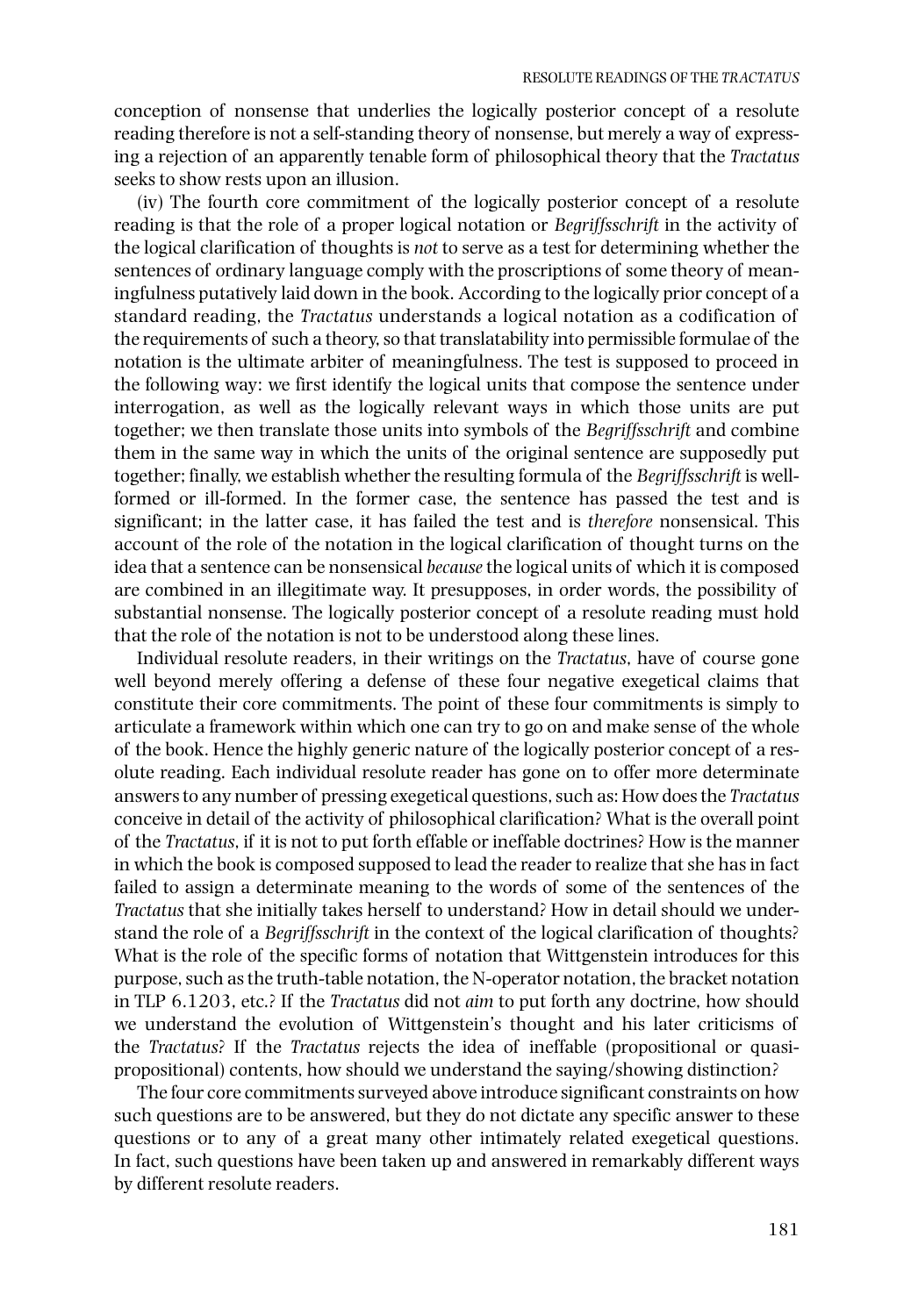conception of nonsense that underlies the logically posterior concept of a resolute reading therefore is not a self-standing theory of nonsense, but merely a way of expressing a rejection of an apparently tenable form of philosophical theory that the *Tractatus* seeks to show rests upon an illusion.

(iv) The fourth core commitment of the logically posterior concept of a resolute reading is that the role of a proper logical notation or *Begriffsschrift* in the activity of the logical clarification of thoughts is *not* to serve as a test for determining whether the sentences of ordinary language comply with the proscriptions of some theory of meaningfulness putatively laid down in the book. According to the logically prior concept of a standard reading, the *Tractatus* understands a logical notation as a codification of the requirements of such a theory, so that translatability into permissible formulae of the notation is the ultimate arbiter of meaningfulness. The test is supposed to proceed in the following way: we first identify the logical units that compose the sentence under interrogation, as well as the logically relevant ways in which those units are put together; we then translate those units into symbols of the *Begriffsschrift* and combine them in the same way in which the units of the original sentence are supposedly put together; finally, we establish whether the resulting formula of the *Begriffsschrift* is well-formed or ill-formed. In the former case, the sentence has passed the test and is significant; in the latter case, it has failed the test and is *therefore* nonsensical. This account of the role of the notation in the logical clarification of thought turns on the idea that a sentence can be nonsensical *because* the logical units of which it is composed are combined in an illegitimate way. It presupposes, in order words, the possibility of substantial nonsense. The logically posterior concept of a resolute reading must hold that the role of the notation is not to be understood along these lines.

Individual resolute readers, in their writings on the *Tractatus*, have of course gone well beyond merely offering a defense of these four negative exegetical claims that constitute their core commitments. The point of these four commitments is simply to articulate a framework within which one can try to go on and make sense of the whole of the book. Hence the highly generic nature of the logically posterior concept of a resolute reading. Each individual resolute reader has gone on to offer more determinate answers to any number of pressing exegetical questions, such as: How does the *Tractatus* conceive in detail of the activity of philosophical clarification? What is the overall point of the *Tractatus*, if it is not to put forth effable or ineffable doctrines? How is the manner in which the book is composed supposed to lead the reader to realize that she has in fact failed to assign a determinate meaning to the words of some of the sentences of the *Tractatus* that she initially takes herself to understand? How in detail should we understand the role of a *Begriffsschrift* in the context of the logical clarification of thoughts? What is the role of the specific forms of notation that Wittgenstein introduces for this purpose, such as the truth-table notation, the N-operator notation, the bracket notation in TLP 6.1203, etc.? If the *Tractatus* did not *aim* to put forth any doctrine, how should we understand the evolution of Wittgenstein's thought and his later criticisms of the *Tractatus*? If the *Tractatus* rejects the idea of ineffable (propositional or quasi-propositional) contents, how should we understand the saying/showing distinction?

The four core commitments surveyed above introduce significant constraints on how such questions are to be answered, but they do not dictate any specific answer to these questions or to any of a great many other intimately related exegetical questions. In fact, such questions have been taken up and answered in remarkably different ways by different resolute readers.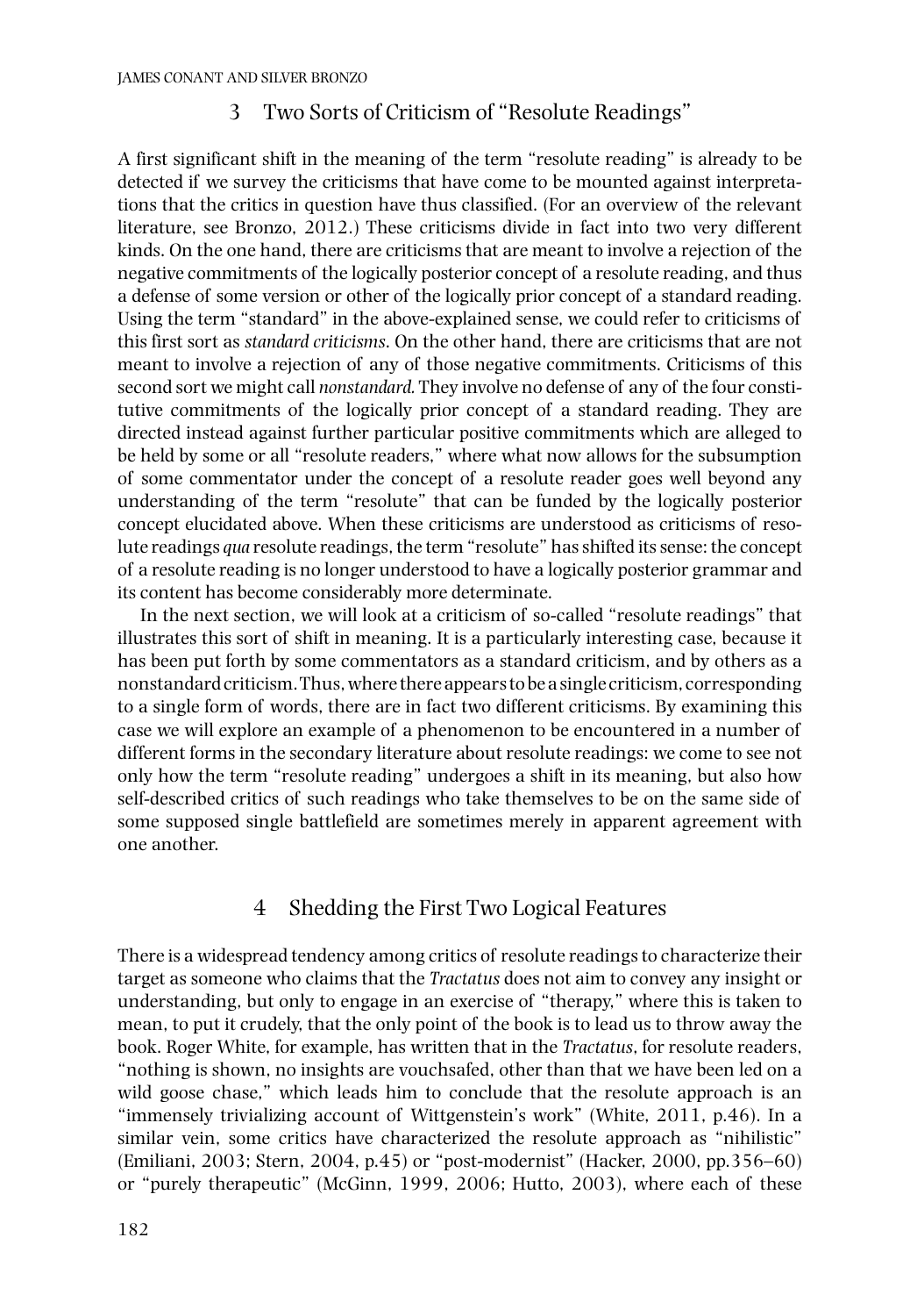## 3 Two Sorts of Criticism of "Resolute Readings"

A first significant shift in the meaning of the term "resolute reading" is already to be detected if we survey the criticisms that have come to be mounted against interpretations that the critics in question have thus classified. (For an overview of the relevant literature, see Bronzo, 2012.) These criticisms divide in fact into two very different kinds. On the one hand, there are criticisms that are meant to involve a rejection of the negative commitments of the logically posterior concept of a resolute reading, and thus a defense of some version or other of the logically prior concept of a standard reading. Using the term "standard" in the above-explained sense, we could refer to criticisms of this first sort as *standard criticisms*. On the other hand, there are criticisms that are not meant to involve a rejection of any of those negative commitments. Criticisms of this second sort we might call *nonstandard.* They involve no defense of any of the four constitutive commitments of the logically prior concept of a standard reading. They are directed instead against further particular positive commitments which are alleged to be held by some or all "resolute readers," where what now allows for the subsumption of some commentator under the concept of a resolute reader goes well beyond any understanding of the term "resolute" that can be funded by the logically posterior concept elucidated above. When these criticisms are understood as criticisms of resolute readings *qua* resolute readings, the term "resolute" has shifted its sense: the concept of a resolute reading is no longer understood to have a logically posterior grammar and its content has become considerably more determinate.

In the next section, we will look at a criticism of so-called "resolute readings" that illustrates this sort of shift in meaning. It is a particularly interesting case, because it has been put forth by some commentators as a standard criticism, and by others as a nonstandard criticism. Thus, where there appears to be a single criticism, corresponding to a single form of words, there are in fact two different criticisms. By examining this case we will explore an example of a phenomenon to be encountered in a number of different forms in the secondary literature about resolute readings: we come to see not only how the term "resolute reading" undergoes a shift in its meaning, but also how self-described critics of such readings who take themselves to be on the same side of some supposed single battlefield are sometimes merely in apparent agreement with one another.

## 4 Shedding the First Two Logical Features

There is a widespread tendency among critics of resolute readings to characterize their target as someone who claims that the *Tractatus* does not aim to convey any insight or understanding, but only to engage in an exercise of "therapy," where this is taken to mean, to put it crudely, that the only point of the book is to lead us to throw away the book. Roger White, for example, has written that in the *Tractatus*, for resolute readers, "nothing is shown, no insights are vouchsafed, other than that we have been led on a wild goose chase," which leads him to conclude that the resolute approach is an "immensely trivializing account of Wittgenstein's work" (White, 2011, p.46). In a similar vein, some critics have characterized the resolute approach as "nihilistic" (Emiliani, 2003; Stern, 2004, p.45) or "post-modernist" (Hacker, 2000, pp.356–60) or "purely therapeutic" (McGinn, 1999, 2006; Hutto, 2003), where each of these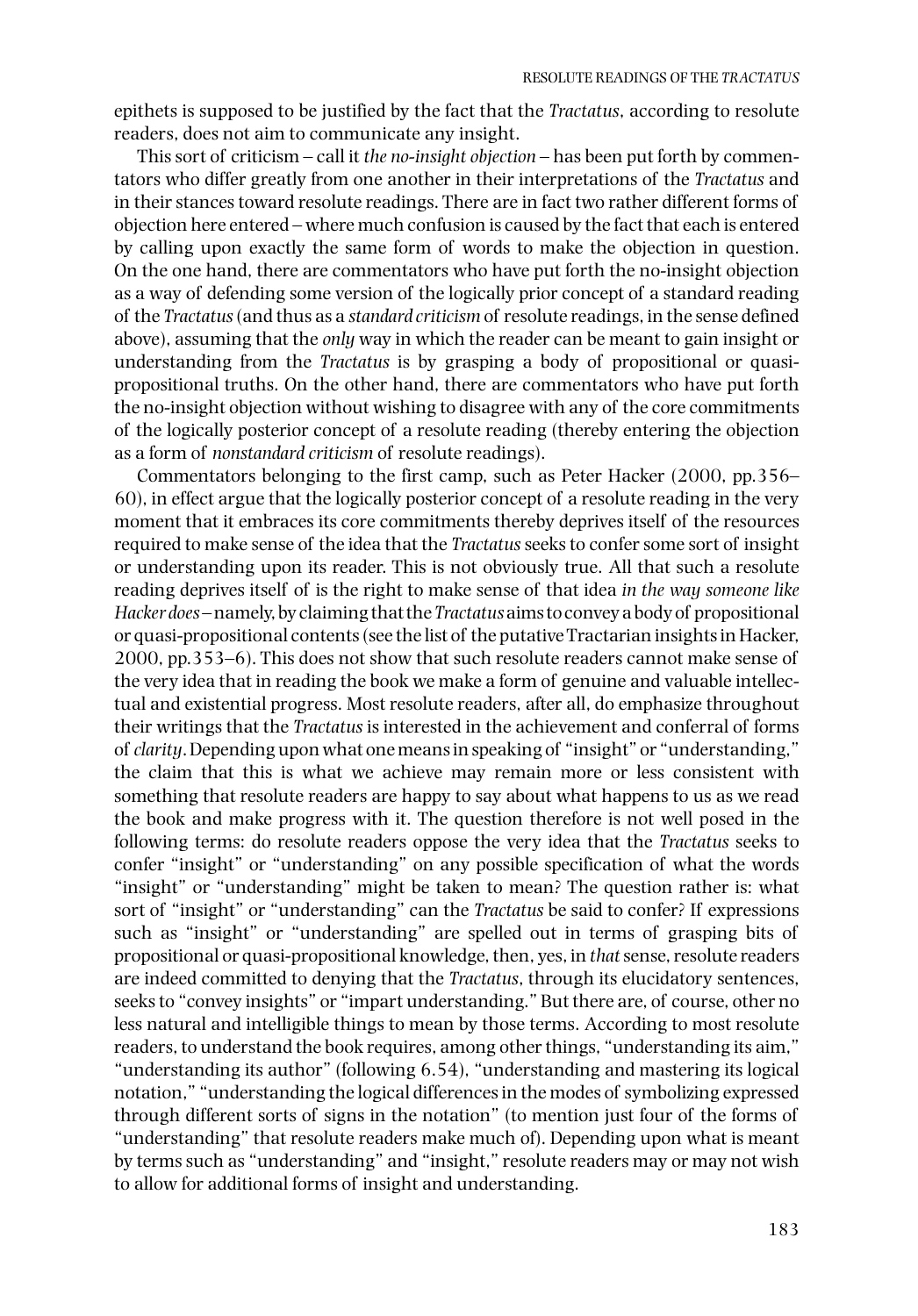epithets is supposed to be justified by the fact that the *Tractatus*, according to resolute readers, does not aim to communicate any insight.

This sort of criticism – call it *the no-insight objection* – has been put forth by commentators who differ greatly from one another in their interpretations of the *Tractatus* and in their stances toward resolute readings. There are in fact two rather different forms of objection here entered – where much confusion is caused by the fact that each is entered by calling upon exactly the same form of words to make the objection in question. On the one hand, there are commentators who have put forth the no-insight objection as a way of defending some version of the logically prior concept of a standard reading of the *Tractatus* (and thus as a *standard criticism* of resolute readings, in the sense defined above), assuming that the *only* way in which the reader can be meant to gain insight or understanding from the *Tractatus* is by grasping a body of propositional or quasi-propositional truths. On the other hand, there are commentators who have put forth the no-insight objection without wishing to disagree with any of the core commitments of the logically posterior concept of a resolute reading (thereby entering the objection as a form of *nonstandard criticism* of resolute readings).

Commentators belonging to the first camp, such as Peter Hacker (2000, pp.356–60), in effect argue that the logically posterior concept of a resolute reading in the very moment that it embraces its core commitments thereby deprives itself of the resources required to make sense of the idea that the *Tractatus* seeks to confer some sort of insight or understanding upon its reader. This is not obviously true. All that such a resolute reading deprives itself of is the right to make sense of that idea *in the way someone like Hacker does* – namely, by claiming that the *Tractatus* aims to convey a body of propositional or quasi-propositional contents (see the list of the putative Tractarian insights in Hacker, 2000, pp.353–6). This does not show that such resolute readers cannot make sense of the very idea that in reading the book we make a form of genuine and valuable intellectual and existential progress. Most resolute readers, after all, do emphasize throughout their writings that the *Tractatus* is interested in the achievement and conferral of forms of *clarity*. Depending upon what one means in speaking of "insight" or "understanding," the claim that this is what we achieve may remain more or less consistent with something that resolute readers are happy to say about what happens to us as we read the book and make progress with it. The question therefore is not well posed in the following terms: do resolute readers oppose the very idea that the *Tractatus* seeks to confer "insight" or "understanding" on any possible specification of what the words "insight" or "understanding" might be taken to mean? The question rather is: what sort of "insight" or "understanding" can the *Tractatus* be said to confer? If expressions such as "insight" or "understanding" are spelled out in terms of grasping bits of propositional or quasi-propositional knowledge, then, yes, in *that* sense, resolute readers are indeed committed to denying that the *Tractatus*, through its elucidatory sentences, seeks to "convey insights" or "impart understanding." But there are, of course, other no less natural and intelligible things to mean by those terms. According to most resolute readers, to understand the book requires, among other things, "understanding its aim," "understanding its author" (following 6.54), "understanding and mastering its logical notation," "understanding the logical differences in the modes of symbolizing expressed through different sorts of signs in the notation" (to mention just four of the forms of "understanding" that resolute readers make much of). Depending upon what is meant by terms such as "understanding" and "insight," resolute readers may or may not wish to allow for additional forms of insight and understanding.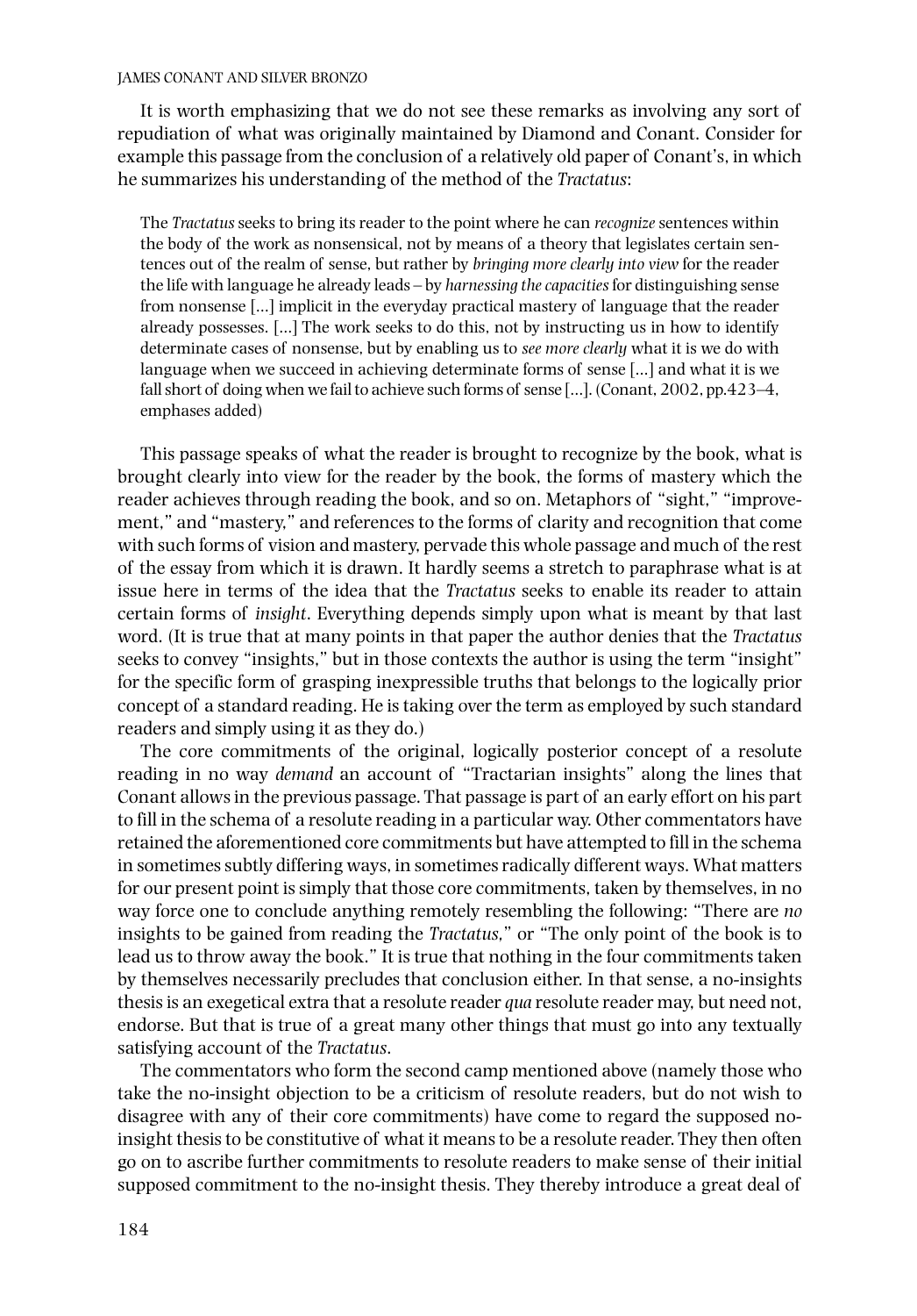It is worth emphasizing that we do not see these remarks as involving any sort of repudiation of what was originally maintained by Diamond and Conant. Consider for example this passage from the conclusion of a relatively old paper of Conant's, in which he summarizes his understanding of the method of the *Tractatus*:

> The *Tractatus* seeks to bring its reader to the point where he can *recognize* sentences within the body of the work as nonsensical, not by means of a theory that legislates certain sentences out of the realm of sense, but rather by *bringing more clearly into view* for the reader the life with language he already leads – by *harnessing the capacities* for distinguishing sense from nonsense [...] implicit in the everyday practical mastery of language that the reader already possesses. [...] The work seeks to do this, not by instructing us in how to identify determinate cases of nonsense, but by enabling us to *see more clearly* what it is we do with language when we succeed in achieving determinate forms of sense [...] and what it is we fall short of doing when we fail to achieve such forms of sense [...]. (Conant, 2002, pp.423–4, emphases added)

This passage speaks of what the reader is brought to recognize by the book, what is brought clearly into view for the reader by the book, the forms of mastery which the reader achieves through reading the book, and so on. Metaphors of "sight," "improvement," and "mastery," and references to the forms of clarity and recognition that come with such forms of vision and mastery, pervade this whole passage and much of the rest of the essay from which it is drawn. It hardly seems a stretch to paraphrase what is at issue here in terms of the idea that the *Tractatus* seeks to enable its reader to attain certain forms of *insight*. Everything depends simply upon what is meant by that last word. (It is true that at many points in that paper the author denies that the *Tractatus* seeks to convey "insights," but in those contexts the author is using the term "insight" for the specific form of grasping inexpressible truths that belongs to the logically prior concept of a standard reading. He is taking over the term as employed by such standard readers and simply using it as they do.)

The core commitments of the original, logically posterior concept of a resolute reading in no way *demand* an account of "Tractarian insights" along the lines that Conant allows in the previous passage. That passage is part of an early effort on his part to fill in the schema of a resolute reading in a particular way. Other commentators have retained the aforementioned core commitments but have attempted to fill in the schema in sometimes subtly differing ways, in sometimes radically different ways. What matters for our present point is simply that those core commitments, taken by themselves, in no way force one to conclude anything remotely resembling the following: "There are *no* insights to be gained from reading the *Tractatus*," or "The only point of the book is to lead us to throw away the book." It is true that nothing in the four commitments taken by themselves necessarily precludes that conclusion either. In that sense, a no-insights thesis is an exegetical extra that a resolute reader *qua* resolute reader may, but need not, endorse. But that is true of a great many other things that must go into any textually satisfying account of the *Tractatus*.

The commentators who form the second camp mentioned above (namely those who take the no-insight objection to be a criticism of resolute readers, but do not wish to disagree with any of their core commitments) have come to regard the supposed no-insight thesis to be constitutive of what it means to be a resolute reader. They then often go on to ascribe further commitments to resolute readers to make sense of their initial supposed commitment to the no-insight thesis. They thereby introduce a great deal of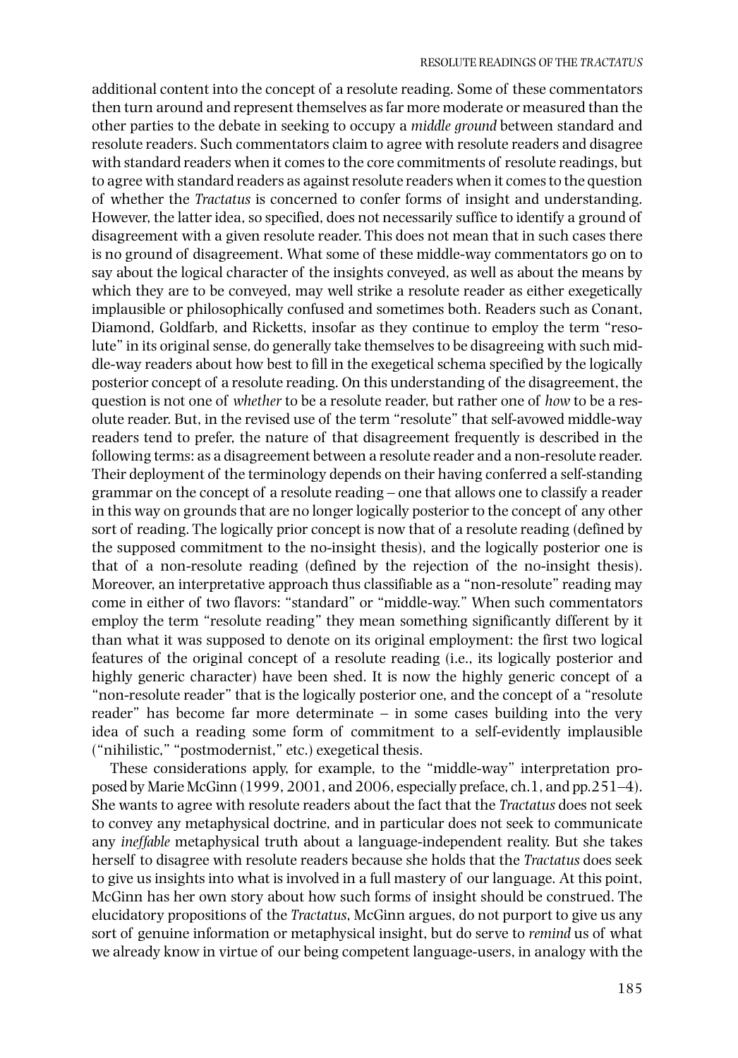additional content into the concept of a resolute reading. Some of these commentators then turn around and represent themselves as far more moderate or measured than the other parties to the debate in seeking to occupy a *middle ground* between standard and resolute readers. Such commentators claim to agree with resolute readers and disagree with standard readers when it comes to the core commitments of resolute readings, but to agree with standard readers as against resolute readers when it comes to the question of whether the *Tractatus* is concerned to confer forms of insight and understanding. However, the latter idea, so specified, does not necessarily suffice to identify a ground of disagreement with a given resolute reader. This does not mean that in such cases there is no ground of disagreement. What some of these middle-way commentators go on to say about the logical character of the insights conveyed, as well as about the means by which they are to be conveyed, may well strike a resolute reader as either exegetically implausible or philosophically confused and sometimes both. Readers such as Conant, Diamond, Goldfarb, and Ricketts, insofar as they continue to employ the term "resolute" in its original sense, do generally take themselves to be disagreeing with such middle-way readers about how best to fill in the exegetical schema specified by the logically posterior concept of a resolute reading. On this understanding of the disagreement, the question is not one of *whether* to be a resolute reader, but rather one of *how* to be a resolute reader. But, in the revised use of the term "resolute" that self-avowed middle-way readers tend to prefer, the nature of that disagreement frequently is described in the following terms: as a disagreement between a resolute reader and a non-resolute reader. Their deployment of the terminology depends on their having conferred a self-standing grammar on the concept of a resolute reading – one that allows one to classify a reader in this way on grounds that are no longer logically posterior to the concept of any other sort of reading. The logically prior concept is now that of a resolute reading (defined by the supposed commitment to the no-insight thesis), and the logically posterior one is that of a non-resolute reading (defined by the rejection of the no-insight thesis). Moreover, an interpretative approach thus classifiable as a "non-resolute" reading may come in either of two flavors: "standard" or "middle-way." When such commentators employ the term "resolute reading" they mean something significantly different by it than what it was supposed to denote on its original employment: the first two logical features of the original concept of a resolute reading (i.e., its logically posterior and highly generic character) have been shed. It is now the highly generic concept of a "non-resolute reader" that is the logically posterior one, and the concept of a "resolute reader" has become far more determinate – in some cases building into the very idea of such a reading some form of commitment to a self-evidently implausible ("nihilistic," "postmodernist," etc.) exegetical thesis.

These considerations apply, for example, to the "middle-way" interpretation proposed by Marie McGinn (1999, 2001, and 2006, especially preface, ch.1, and pp.251–4). She wants to agree with resolute readers about the fact that the *Tractatus* does not seek to convey any metaphysical doctrine, and in particular does not seek to communicate any *ineffable* metaphysical truth about a language-independent reality. But she takes herself to disagree with resolute readers because she holds that the *Tractatus* does seek to give us insights into what is involved in a full mastery of our language. At this point, McGinn has her own story about how such forms of insight should be construed. The elucidatory propositions of the *Tractatus*, McGinn argues, do not purport to give us any sort of genuine information or metaphysical insight, but do serve to *remind* us of what we already know in virtue of our being competent language-users, in analogy with the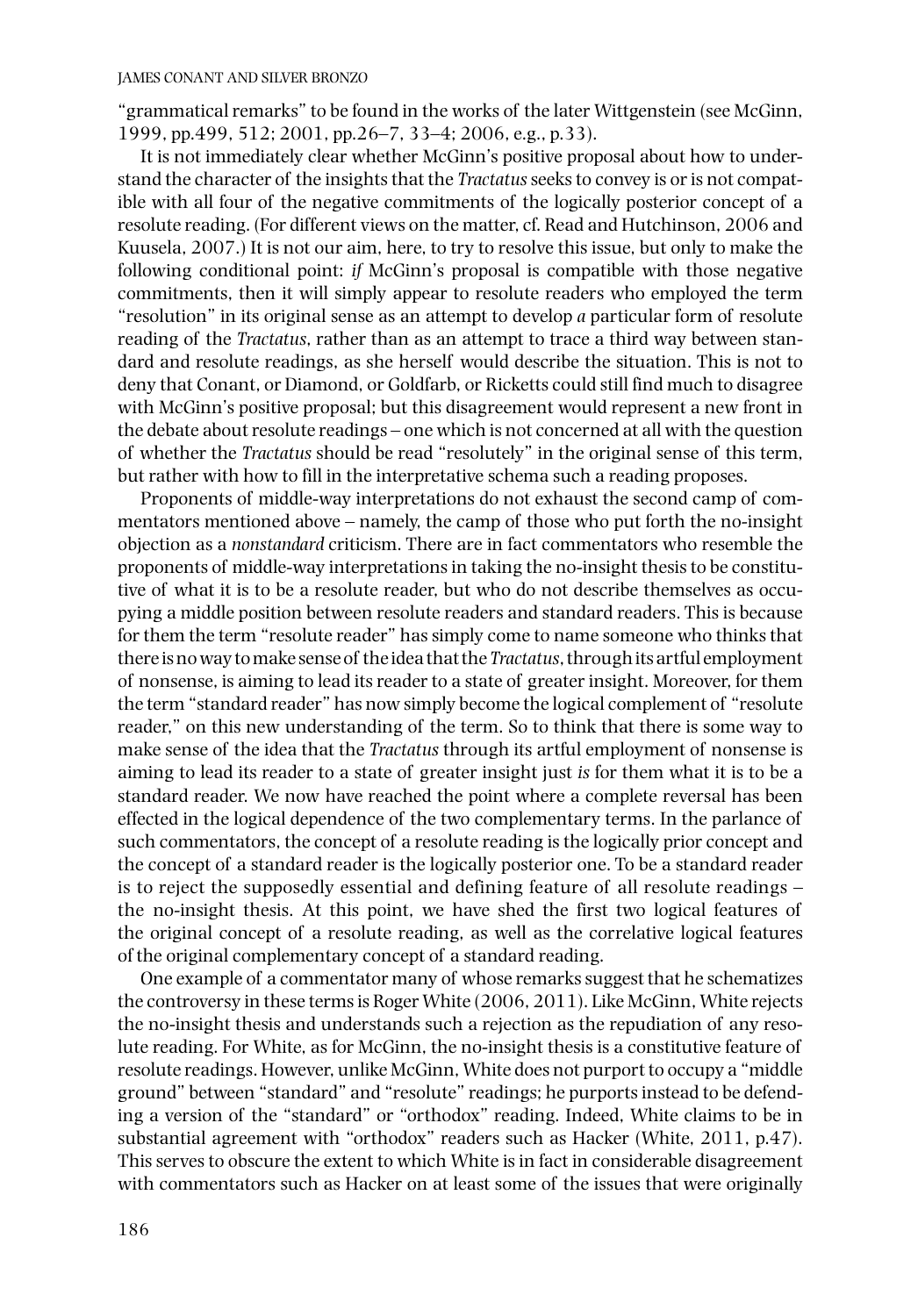"grammatical remarks" to be found in the works of the later Wittgenstein (see McGinn, 1999, pp.499, 512; 2001, pp.26–7, 33–4; 2006, e.g., p.33).

It is not immediately clear whether McGinn's positive proposal about how to understand the character of the insights that the *Tractatus* seeks to convey is or is not compatible with all four of the negative commitments of the logically posterior concept of a resolute reading. (For different views on the matter, cf. Read and Hutchinson, 2006 and Kuusela, 2007.) It is not our aim, here, to try to resolve this issue, but only to make the following conditional point: *if* McGinn's proposal is compatible with those negative commitments, then it will simply appear to resolute readers who employed the term "resolution" in its original sense as an attempt to develop *a* particular form of resolute reading of the *Tractatus*, rather than as an attempt to trace a third way between standard and resolute readings, as she herself would describe the situation. This is not to deny that Conant, or Diamond, or Goldfarb, or Ricketts could still find much to disagree with McGinn's positive proposal; but this disagreement would represent a new front in the debate about resolute readings – one which is not concerned at all with the question of whether the *Tractatus* should be read "resolutely" in the original sense of this term, but rather with how to fill in the interpretative schema such a reading proposes.

Proponents of middle-way interpretations do not exhaust the second camp of commentators mentioned above – namely, the camp of those who put forth the no-insight objection as a *nonstandard* criticism. There are in fact commentators who resemble the proponents of middle-way interpretations in taking the no-insight thesis to be constitutive of what it is to be a resolute reader, but who do not describe themselves as occupying a middle position between resolute readers and standard readers. This is because for them the term "resolute reader" has simply come to name someone who thinks that there is no way to make sense of the idea that the *Tractatus*, through its artful employment of nonsense, is aiming to lead its reader to a state of greater insight. Moreover, for them the term "standard reader" has now simply become the logical complement of "resolute reader," on this new understanding of the term. So to think that there is some way to make sense of the idea that the *Tractatus* through its artful employment of nonsense is aiming to lead its reader to a state of greater insight just *is* for them what it is to be a standard reader. We now have reached the point where a complete reversal has been effected in the logical dependence of the two complementary terms. In the parlance of such commentators, the concept of a resolute reading is the logically prior concept and the concept of a standard reader is the logically posterior one. To be a standard reader is to reject the supposedly essential and defining feature of all resolute readings – the no-insight thesis. At this point, we have shed the first two logical features of the original concept of a resolute reading, as well as the correlative logical features of the original complementary concept of a standard reading.

One example of a commentator many of whose remarks suggest that he schematizes the controversy in these terms is Roger White (2006, 2011). Like McGinn, White rejects the no-insight thesis and understands such a rejection as the repudiation of any resolute reading. For White, as for McGinn, the no-insight thesis is a constitutive feature of resolute readings. However, unlike McGinn, White does not purport to occupy a "middle ground" between "standard" and "resolute" readings; he purports instead to be defending a version of the "standard" or "orthodox" reading. Indeed, White claims to be in substantial agreement with "orthodox" readers such as Hacker (White, 2011, p.47). This serves to obscure the extent to which White is in fact in considerable disagreement with commentators such as Hacker on at least some of the issues that were originally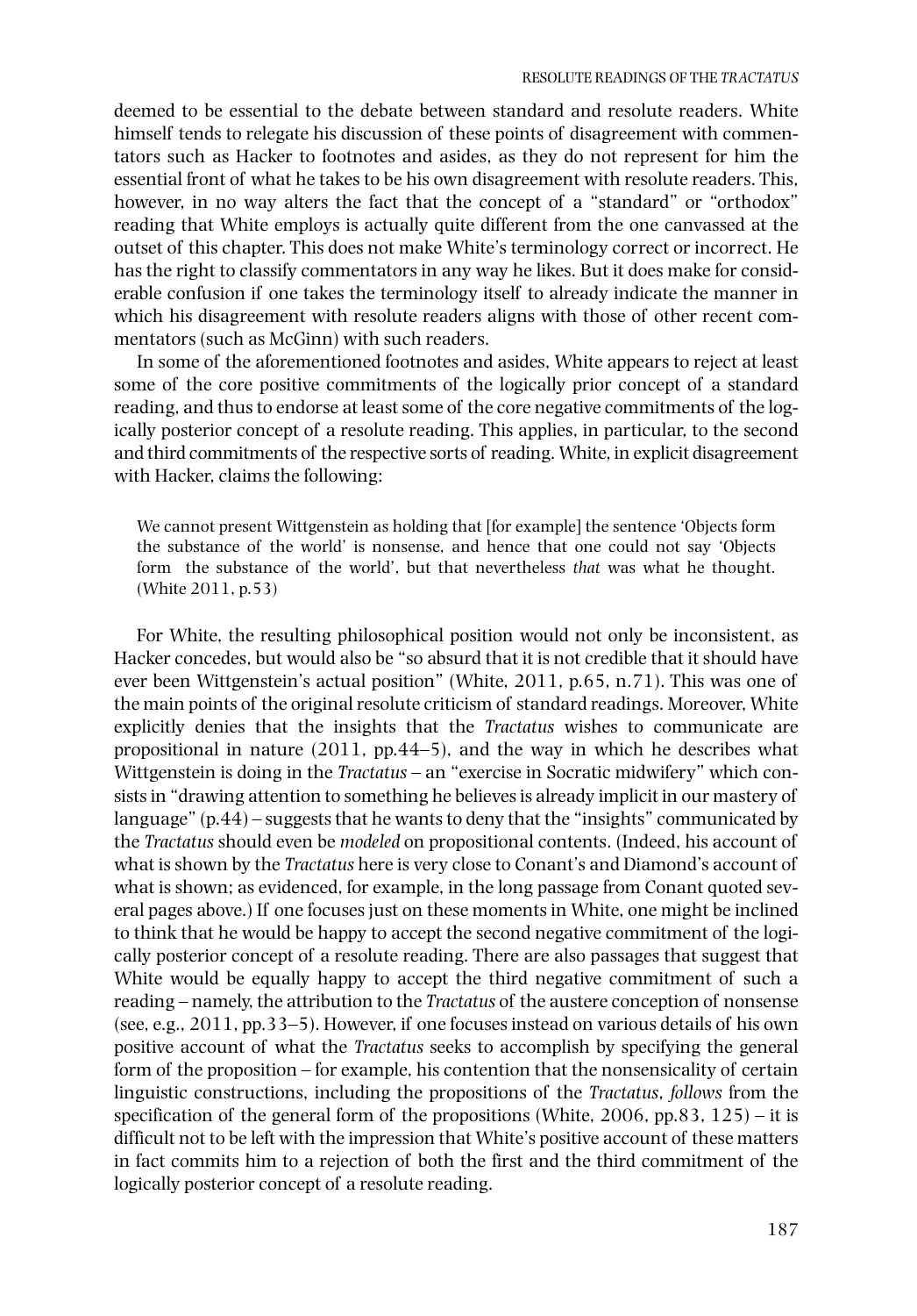deemed to be essential to the debate between standard and resolute readers. White himself tends to relegate his discussion of these points of disagreement with commentators such as Hacker to footnotes and asides, as they do not represent for him the essential front of what he takes to be his own disagreement with resolute readers. This, however, in no way alters the fact that the concept of a "standard" or "orthodox" reading that White employs is actually quite different from the one canvassed at the outset of this chapter. This does not make White's terminology correct or incorrect. He has the right to classify commentators in any way he likes. But it does make for considerable confusion if one takes the terminology itself to already indicate the manner in which his disagreement with resolute readers aligns with those of other recent commentators (such as McGinn) with such readers.

In some of the aforementioned footnotes and asides, White appears to reject at least some of the core positive commitments of the logically prior concept of a standard reading, and thus to endorse at least some of the core negative commitments of the logically posterior concept of a resolute reading. This applies, in particular, to the second and third commitments of the respective sorts of reading. White, in explicit disagreement with Hacker, claims the following:

> We cannot present Wittgenstein as holding that [for example] the sentence 'Objects form the substance of the world' is nonsense, and hence that one could not say 'Objects form the substance of the world', but that nevertheless *that* was what he thought. (White 2011, p.53)

For White, the resulting philosophical position would not only be inconsistent, as Hacker concedes, but would also be "so absurd that it is not credible that it should have ever been Wittgenstein's actual position" (White, 2011, p.65, n.71). This was one of the main points of the original resolute criticism of standard readings. Moreover, White explicitly denies that the insights that the *Tractatus* wishes to communicate are propositional in nature (2011, pp.44–5), and the way in which he describes what Wittgenstein is doing in the *Tractatus* – an "exercise in Socratic midwifery" which consists in "drawing attention to something he believes is already implicit in our mastery of language" (p.44) – suggests that he wants to deny that the "insights" communicated by the *Tractatus* should even be *modeled* on propositional contents. (Indeed, his account of what is shown by the *Tractatus* here is very close to Conant's and Diamond's account of what is shown; as evidenced, for example, in the long passage from Conant quoted several pages above.) If one focuses just on these moments in White, one might be inclined to think that he would be happy to accept the second negative commitment of the logically posterior concept of a resolute reading. There are also passages that suggest that White would be equally happy to accept the third negative commitment of such a reading – namely, the attribution to the *Tractatus* of the austere conception of nonsense (see, e.g., 2011, pp.33–5). However, if one focuses instead on various details of his own positive account of what the *Tractatus* seeks to accomplish by specifying the general form of the proposition – for example, his contention that the nonsensicality of certain linguistic constructions, including the propositions of the *Tractatus*, *follows* from the specification of the general form of the propositions (White, 2006, pp.83, 125) – it is difficult not to be left with the impression that White's positive account of these matters in fact commits him to a rejection of both the first and the third commitment of the logically posterior concept of a resolute reading.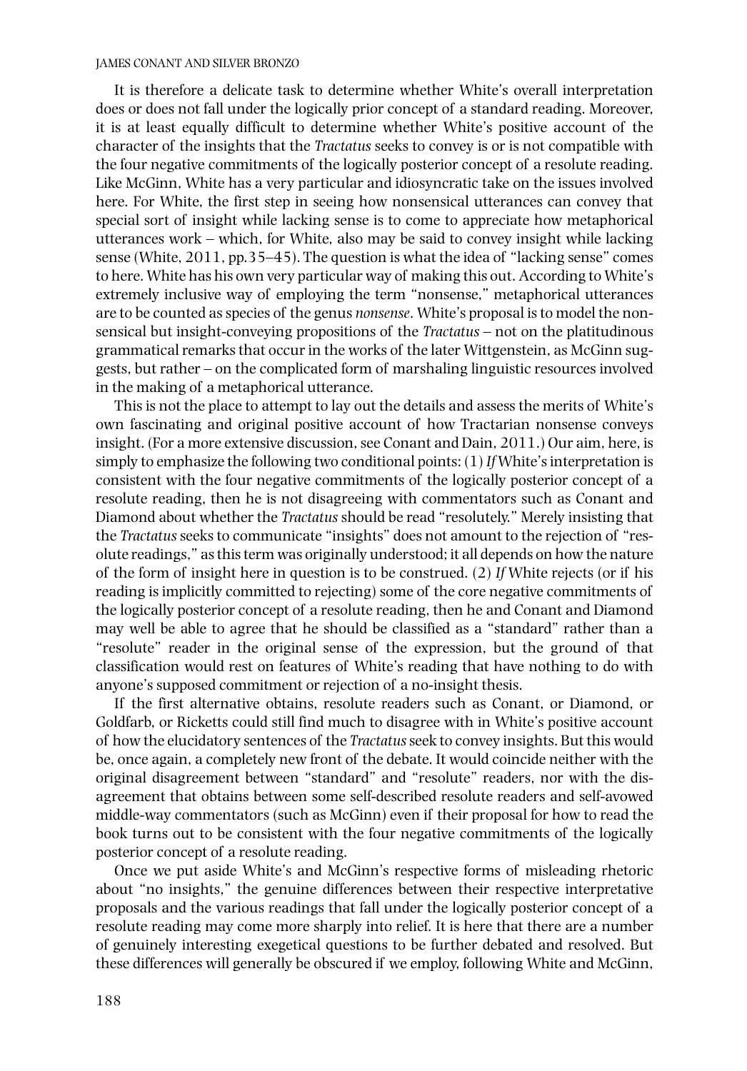It is therefore a delicate task to determine whether White's overall interpretation does or does not fall under the logically prior concept of a standard reading. Moreover, it is at least equally difficult to determine whether White's positive account of the character of the insights that the *Tractatus* seeks to convey is or is not compatible with the four negative commitments of the logically posterior concept of a resolute reading. Like McGinn, White has a very particular and idiosyncratic take on the issues involved here. For White, the first step in seeing how nonsensical utterances can convey that special sort of insight while lacking sense is to come to appreciate how metaphorical utterances work – which, for White, also may be said to convey insight while lacking sense (White, 2011, pp.35–45). The question is what the idea of "lacking sense" comes to here. White has his own very particular way of making this out. According to White's extremely inclusive way of employing the term "nonsense," metaphorical utterances are to be counted as species of the genus *nonsense*. White's proposal is to model the nonsensical but insight-conveying propositions of the *Tractatus* – not on the platitudinous grammatical remarks that occur in the works of the later Wittgenstein, as McGinn suggests, but rather – on the complicated form of marshaling linguistic resources involved in the making of a metaphorical utterance.

This is not the place to attempt to lay out the details and assess the merits of White's own fascinating and original positive account of how Tractarian nonsense conveys insight. (For a more extensive discussion, see Conant and Dain, 2011.) Our aim, here, is simply to emphasize the following two conditional points: (1) *If* White's interpretation is consistent with the four negative commitments of the logically posterior concept of a resolute reading, then he is not disagreeing with commentators such as Conant and Diamond about whether the *Tractatus* should be read "resolutely." Merely insisting that the *Tractatus* seeks to communicate "insights" does not amount to the rejection of "resolute readings," as this term was originally understood; it all depends on how the nature of the form of insight here in question is to be construed. (2) *If* White rejects (or if his reading is implicitly committed to rejecting) some of the core negative commitments of the logically posterior concept of a resolute reading, then he and Conant and Diamond may well be able to agree that he should be classified as a "standard" rather than a "resolute" reader in the original sense of the expression, but the ground of that classification would rest on features of White's reading that have nothing to do with anyone's supposed commitment or rejection of a no-insight thesis.

If the first alternative obtains, resolute readers such as Conant, or Diamond, or Goldfarb, or Ricketts could still find much to disagree with in White's positive account of how the elucidatory sentences of the *Tractatus* seek to convey insights. But this would be, once again, a completely new front of the debate. It would coincide neither with the original disagreement between "standard" and "resolute" readers, nor with the disagreement that obtains between some self-described resolute readers and self-avowed middle-way commentators (such as McGinn) even if their proposal for how to read the book turns out to be consistent with the four negative commitments of the logically posterior concept of a resolute reading.

Once we put aside White's and McGinn's respective forms of misleading rhetoric about "no insights," the genuine differences between their respective interpretative proposals and the various readings that fall under the logically posterior concept of a resolute reading may come more sharply into relief. It is here that there are a number of genuinely interesting exegetical questions to be further debated and resolved. But these differences will generally be obscured if we employ, following White and McGinn,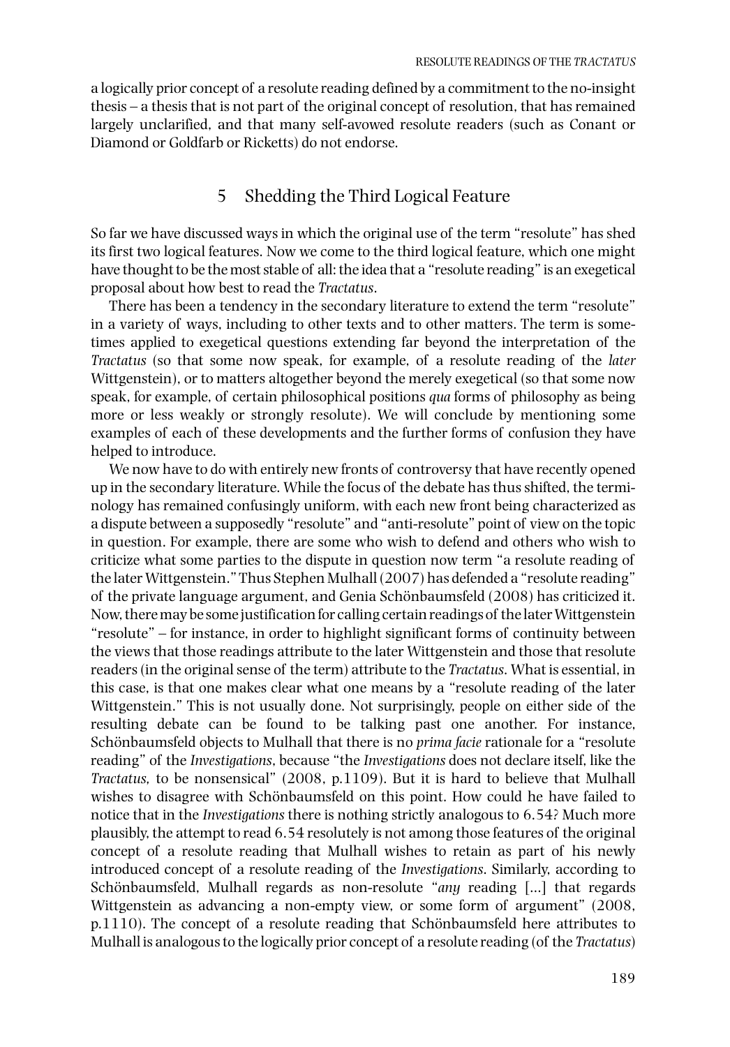a logically prior concept of a resolute reading defined by a commitment to the no-insight thesis – a thesis that is not part of the original concept of resolution, that has remained largely unclarified, and that many self-avowed resolute readers (such as Conant or Diamond or Goldfarb or Ricketts) do not endorse.

## 5 Shedding the Third Logical Feature

So far we have discussed ways in which the original use of the term "resolute" has shed its first two logical features. Now we come to the third logical feature, which one might have thought to be the most stable of all: the idea that a "resolute reading" is an exegetical proposal about how best to read the *Tractatus*.

There has been a tendency in the secondary literature to extend the term "resolute" in a variety of ways, including to other texts and to other matters. The term is sometimes applied to exegetical questions extending far beyond the interpretation of the *Tractatus* (so that some now speak, for example, of a resolute reading of the *later* Wittgenstein), or to matters altogether beyond the merely exegetical (so that some now speak, for example, of certain philosophical positions *qua* forms of philosophy as being more or less weakly or strongly resolute). We will conclude by mentioning some examples of each of these developments and the further forms of confusion they have helped to introduce.

We now have to do with entirely new fronts of controversy that have recently opened up in the secondary literature. While the focus of the debate has thus shifted, the terminology has remained confusingly uniform, with each new front being characterized as a dispute between a supposedly "resolute" and "anti-resolute" point of view on the topic in question. For example, there are some who wish to defend and others who wish to criticize what some parties to the dispute in question now term "a resolute reading of the later Wittgenstein." Thus Stephen Mulhall (2007) has defended a "resolute reading" of the private language argument, and Genia Schönbaumsfeld (2008) has criticized it. Now, there may be some justification for calling certain readings of the later Wittgenstein "resolute" – for instance, in order to highlight significant forms of continuity between the views that those readings attribute to the later Wittgenstein and those that resolute readers (in the original sense of the term) attribute to the *Tractatus*. What is essential, in this case, is that one makes clear what one means by a "resolute reading of the later Wittgenstein." This is not usually done. Not surprisingly, people on either side of the resulting debate can be found to be talking past one another. For instance, Schönbaumsfeld objects to Mulhall that there is no *prima facie* rationale for a "resolute reading" of the *Investigations*, because "the *Investigations* does not declare itself, like the *Tractatus,* to be nonsensical" (2008, p.1109). But it is hard to believe that Mulhall wishes to disagree with Schönbaumsfeld on this point. How could he have failed to notice that in the *Investigations* there is nothing strictly analogous to 6.54? Much more plausibly, the attempt to read 6.54 resolutely is not among those features of the original concept of a resolute reading that Mulhall wishes to retain as part of his newly introduced concept of a resolute reading of the *Investigations*. Similarly, according to Schönbaumsfeld, Mulhall regards as non-resolute "*any* reading [...] that regards Wittgenstein as advancing a non-empty view, or some form of argument" (2008, p.1110). The concept of a resolute reading that Schönbaumsfeld here attributes to Mulhall is analogous to the logically prior concept of a resolute reading (of the *Tractatus*)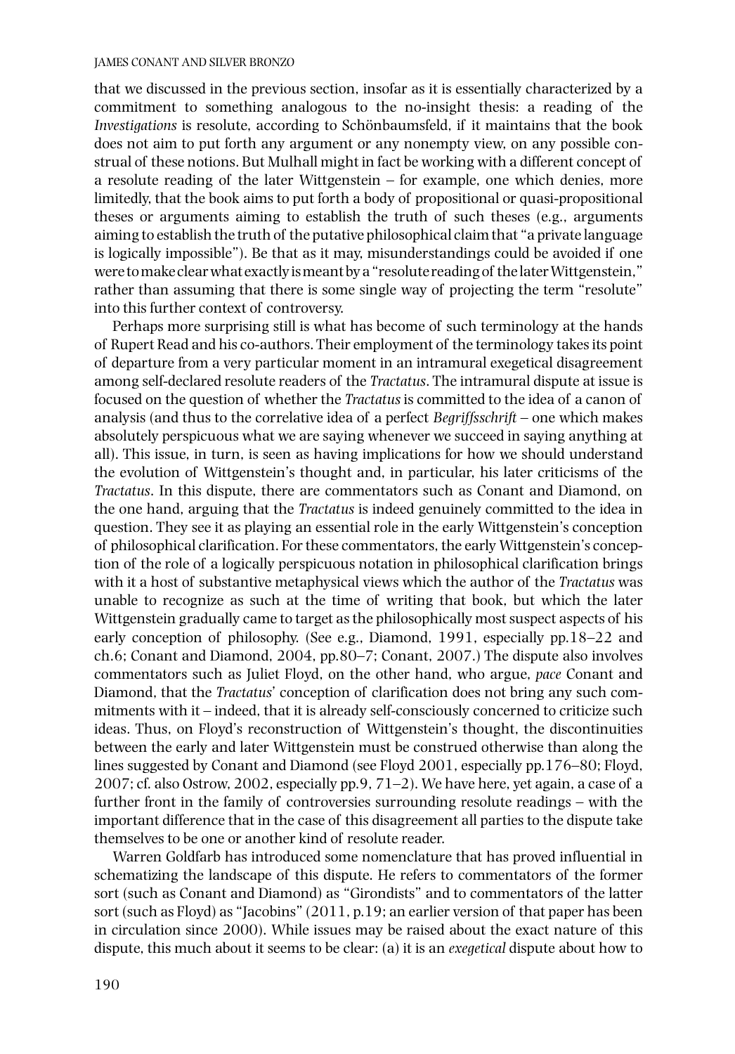that we discussed in the previous section, insofar as it is essentially characterized by a commitment to something analogous to the no-insight thesis: a reading of the *Investigations* is resolute, according to Schönbaumsfeld, if it maintains that the book does not aim to put forth any argument or any nonempty view, on any possible construal of these notions. But Mulhall might in fact be working with a different concept of a resolute reading of the later Wittgenstein – for example, one which denies, more limitedly, that the book aims to put forth a body of propositional or quasi-propositional theses or arguments aiming to establish the truth of such theses (e.g., arguments aiming to establish the truth of the putative philosophical claim that "a private language is logically impossible"). Be that as it may, misunderstandings could be avoided if one were to make clear what exactly is meant by a "resolute reading of the later Wittgenstein," rather than assuming that there is some single way of projecting the term "resolute" into this further context of controversy.

Perhaps more surprising still is what has become of such terminology at the hands of Rupert Read and his co-authors. Their employment of the terminology takes its point of departure from a very particular moment in an intramural exegetical disagreement among self-declared resolute readers of the *Tractatus*. The intramural dispute at issue is focused on the question of whether the *Tractatus* is committed to the idea of a canon of analysis (and thus to the correlative idea of a perfect *Begriffsschrift* – one which makes absolutely perspicuous what we are saying whenever we succeed in saying anything at all). This issue, in turn, is seen as having implications for how we should understand the evolution of Wittgenstein's thought and, in particular, his later criticisms of the *Tractatus*. In this dispute, there are commentators such as Conant and Diamond, on the one hand, arguing that the *Tractatus* is indeed genuinely committed to the idea in question. They see it as playing an essential role in the early Wittgenstein's conception of philosophical clarification. For these commentators, the early Wittgenstein's conception of the role of a logically perspicuous notation in philosophical clarification brings with it a host of substantive metaphysical views which the author of the *Tractatus* was unable to recognize as such at the time of writing that book, but which the later Wittgenstein gradually came to target as the philosophically most suspect aspects of his early conception of philosophy. (See e.g., Diamond, 1991, especially pp.18–22 and ch.6; Conant and Diamond, 2004, pp.80–7; Conant, 2007.) The dispute also involves commentators such as Juliet Floyd, on the other hand, who argue, *pace* Conant and Diamond, that the *Tractatus*' conception of clarification does not bring any such commitments with it – indeed, that it is already self-consciously concerned to criticize such ideas. Thus, on Floyd's reconstruction of Wittgenstein's thought, the discontinuities between the early and later Wittgenstein must be construed otherwise than along the lines suggested by Conant and Diamond (see Floyd 2001, especially pp.176–80; Floyd, 2007; cf. also Ostrow, 2002, especially pp.9, 71–2). We have here, yet again, a case of a further front in the family of controversies surrounding resolute readings – with the important difference that in the case of this disagreement all parties to the dispute take themselves to be one or another kind of resolute reader.

Warren Goldfarb has introduced some nomenclature that has proved influential in schematizing the landscape of this dispute. He refers to commentators of the former sort (such as Conant and Diamond) as "Girondists" and to commentators of the latter sort (such as Floyd) as "Jacobins" (2011, p.19; an earlier version of that paper has been in circulation since 2000). While issues may be raised about the exact nature of this dispute, this much about it seems to be clear: (a) it is an *exegetical* dispute about how to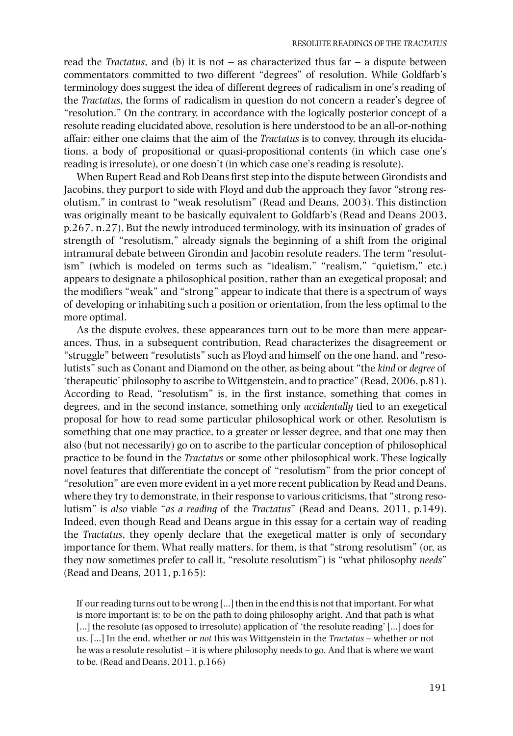read the *Tractatus*, and (b) it is not – as characterized thus far – a dispute between commentators committed to two different "degrees" of resolution. While Goldfarb's terminology does suggest the idea of different degrees of radicalism in one's reading of the *Tractatus*, the forms of radicalism in question do not concern a reader's degree of "resolution." On the contrary, in accordance with the logically posterior concept of a resolute reading elucidated above, resolution is here understood to be an all-or-nothing affair: either one claims that the aim of the *Tractatus* is to convey, through its elucidations, a body of propositional or quasi-propositional contents (in which case one's reading is irresolute), or one doesn't (in which case one's reading is resolute).

When Rupert Read and Rob Deans first step into the dispute between Girondists and Jacobins, they purport to side with Floyd and dub the approach they favor "strong resolutism," in contrast to "weak resolutism" (Read and Deans, 2003). This distinction was originally meant to be basically equivalent to Goldfarb's (Read and Deans 2003, p.267, n.27). But the newly introduced terminology, with its insinuation of grades of strength of "resolutism," already signals the beginning of a shift from the original intramural debate between Girondin and Jacobin resolute readers. The term "resolutism" (which is modeled on terms such as "idealism," "realism," "quietism," etc.) appears to designate a philosophical position, rather than an exegetical proposal; and the modifiers "weak" and "strong" appear to indicate that there is a spectrum of ways of developing or inhabiting such a position or orientation, from the less optimal to the more optimal.

As the dispute evolves, these appearances turn out to be more than mere appearances. Thus, in a subsequent contribution, Read characterizes the disagreement or "struggle" between "resolutists" such as Floyd and himself on the one hand, and "resolutists" such as Conant and Diamond on the other, as being about "the *kind* or *degree* of 'therapeutic' philosophy to ascribe to Wittgenstein, and to practice" (Read, 2006, p.81). According to Read, "resolutism" is, in the first instance, something that comes in degrees, and in the second instance, something only *accidentally* tied to an exegetical proposal for how to read some particular philosophical work or other. Resolutism is something that one may practice, to a greater or lesser degree, and that one may then also (but not necessarily) go on to ascribe to the particular conception of philosophical practice to be found in the *Tractatus* or some other philosophical work. These logically novel features that differentiate the concept of "resolutism" from the prior concept of "resolution" are even more evident in a yet more recent publication by Read and Deans, where they try to demonstrate, in their response to various criticisms, that "strong resolutism" is *also* viable "*as a reading* of the *Tractatus*" (Read and Deans, 2011, p.149). Indeed, even though Read and Deans argue in this essay for a certain way of reading the *Tractatus*, they openly declare that the exegetical matter is only of secondary importance for them. What really matters, for them, is that "strong resolutism" (or, as they now sometimes prefer to call it, "resolute resolutism") is "what philosophy *needs*" (Read and Deans, 2011, p.165):

> If our reading turns out to be wrong [...] then in the end this is not that important. For what is more important is: to be on the path to doing philosophy aright. And that path is what [...] the resolute (as opposed to irresolute) application of 'the resolute reading' [...] does for us. [...] In the end, whether or *not* this was Wittgenstein in the *Tractatus* – whether or not he was a resolute resolutist – it is where philosophy needs to go. And that is where we want to be. (Read and Deans, 2011, p.166)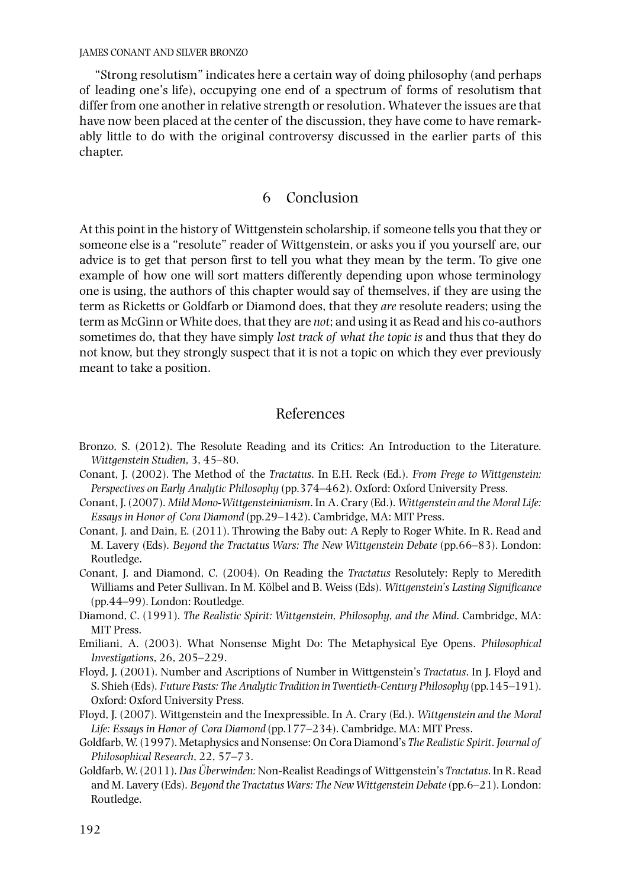"Strong resolutism" indicates here a certain way of doing philosophy (and perhaps of leading one's life), occupying one end of a spectrum of forms of resolutism that differ from one another in relative strength or resolution. Whatever the issues are that have now been placed at the center of the discussion, they have come to have remarkably little to do with the original controversy discussed in the earlier parts of this chapter.

## 6 Conclusion

At this point in the history of Wittgenstein scholarship, if someone tells you that they or someone else is a "resolute" reader of Wittgenstein, or asks you if you yourself are, our advice is to get that person first to tell you what they mean by the term. To give one example of how one will sort matters differently depending upon whose terminology one is using, the authors of this chapter would say of themselves, if they are using the term as Ricketts or Goldfarb or Diamond does, that they *are* resolute readers; using the term as McGinn or White does, that they are *not*; and using it as Read and his co-authors sometimes do, that they have simply *lost track of what the topic is* and thus that they do not know, but they strongly suspect that it is not a topic on which they ever previously meant to take a position.

## References

Bronzo, S. (2012). The Resolute Reading and its Critics: An Introduction to the Literature. *Wittgenstein Studien*, 3, 45–80.

Conant, J. (2002). The Method of the *Tractatus*. In E.H. Reck (Ed.). *From Frege to Wittgenstein: Perspectives on Early Analytic Philosophy* (pp.374–462). Oxford: Oxford University Press.

Conant, J. (2007). *Mild Mono-Wittgensteinianism*. In A. Crary (Ed.). *Wittgenstein and the Moral Life: Essays in Honor of Cora Diamond* (pp.29–142). Cambridge, MA: MIT Press.

Conant, J. and Dain, E. (2011). Throwing the Baby out: A Reply to Roger White. In R. Read and M. Lavery (Eds). *Beyond the Tractatus Wars: The New Wittgenstein Debate* (pp.66–83). London: Routledge.

Conant, J. and Diamond, C. (2004). On Reading the *Tractatus* Resolutely: Reply to Meredith Williams and Peter Sullivan. In M. Kölbel and B. Weiss (Eds). *Wittgenstein's Lasting Significance* (pp.44–99). London: Routledge.

Diamond, C. (1991). *The Realistic Spirit: Wittgenstein, Philosophy, and the Mind*. Cambridge, MA: MIT Press.

Emiliani, A. (2003). What Nonsense Might Do: The Metaphysical Eye Opens. *Philosophical Investigations*, 26, 205–229.

Floyd, J. (2001). Number and Ascriptions of Number in Wittgenstein's *Tractatus*. In J. Floyd and S. Shieh (Eds). *Future Pasts: The Analytic Tradition in Twentieth-Century Philosophy* (pp.145–191). Oxford: Oxford University Press.

Floyd, J. (2007). Wittgenstein and the Inexpressible. In A. Crary (Ed.). *Wittgenstein and the Moral Life: Essays in Honor of Cora Diamond* (pp.177–234). Cambridge, MA: MIT Press.

Goldfarb, W. (1997). Metaphysics and Nonsense: On Cora Diamond's *The Realistic Spirit*. *Journal of Philosophical Research*, 22, 57–73.

Goldfarb, W. (2011). *Das Überwinden:* Non-Realist Readings of Wittgenstein's *Tractatus*. In R. Read and M. Lavery (Eds). *Beyond the Tractatus Wars: The New Wittgenstein Debate* (pp.6–21). London: Routledge.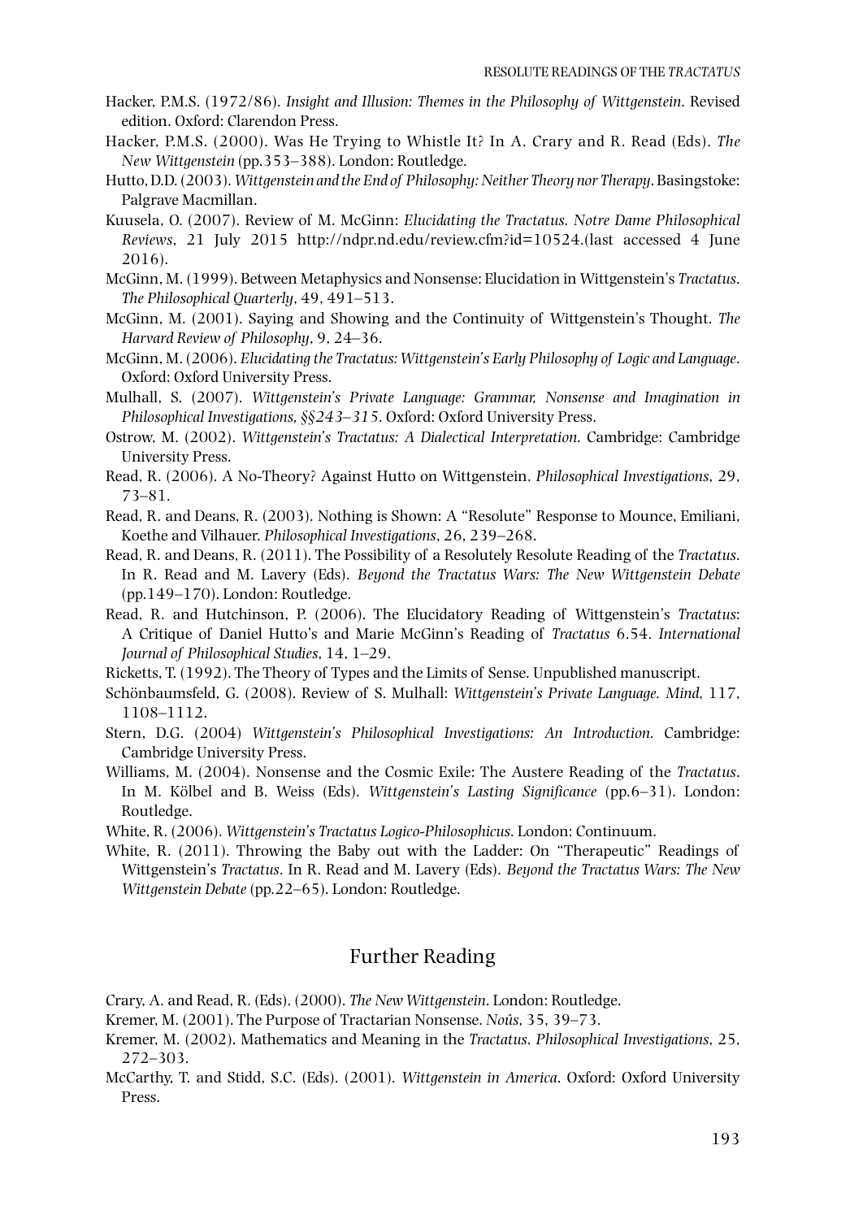Hacker, P.M.S. (1972/86). *Insight and Illusion: Themes in the Philosophy of Wittgenstein*. Revised edition. Oxford: Clarendon Press.

Hacker, P.M.S. (2000). Was He Trying to Whistle It? In A. Crary and R. Read (Eds). *The New Wittgenstein* (pp.353–388). London: Routledge.

Hutto, D.D. (2003). *Wittgenstein and the End of Philosophy: Neither Theory nor Therapy*. Basingstoke: Palgrave Macmillan.

Kuusela, O. (2007). Review of M. McGinn: *Elucidating the Tractatus. Notre Dame Philosophical Reviews*, 21 July 2015 http://ndpr.nd.edu/review.cfm?id=10524.(last accessed 4 June 2016).

McGinn, M. (1999). Between Metaphysics and Nonsense: Elucidation in Wittgenstein's *Tractatus*. *The Philosophical Quarterly*, 49, 491–513.

McGinn, M. (2001). Saying and Showing and the Continuity of Wittgenstein's Thought. *The Harvard Review of Philosophy*, 9, 24–36.

McGinn, M. (2006). *Elucidating the Tractatus: Wittgenstein's Early Philosophy of Logic and Language*. Oxford: Oxford University Press.

Mulhall, S. (2007). *Wittgenstein's Private Language: Grammar, Nonsense and Imagination in Philosophical Investigations, §§243–315*. Oxford: Oxford University Press.

Ostrow, M. (2002). *Wittgenstein's Tractatus: A Dialectical Interpretation*. Cambridge: Cambridge University Press.

Read, R. (2006). A No-Theory? Against Hutto on Wittgenstein. *Philosophical Investigations*, 29, 73–81.

Read, R. and Deans, R. (2003). Nothing is Shown: A "Resolute" Response to Mounce, Emiliani, Koethe and Vilhauer. *Philosophical Investigations*, 26, 239–268.

Read, R. and Deans, R. (2011). The Possibility of a Resolutely Resolute Reading of the *Tractatus*. In R. Read and M. Lavery (Eds). *Beyond the Tractatus Wars: The New Wittgenstein Debate* (pp.149–170). London: Routledge.

Read, R. and Hutchinson, P. (2006). The Elucidatory Reading of Wittgenstein's *Tractatus*: A Critique of Daniel Hutto's and Marie McGinn's Reading of *Tractatus* 6.54. *International Journal of Philosophical Studies*, 14, 1–29.

Ricketts, T. (1992). The Theory of Types and the Limits of Sense. Unpublished manuscript.

Schönbaumsfeld, G. (2008). Review of S. Mulhall: *Wittgenstein's Private Language. Mind*, 117, 1108–1112.

Stern, D.G. (2004) *Wittgenstein's Philosophical Investigations: An Introduction*. Cambridge: Cambridge University Press.

Williams, M. (2004). Nonsense and the Cosmic Exile: The Austere Reading of the *Tractatus*. In M. Kölbel and B. Weiss (Eds). *Wittgenstein's Lasting Significance* (pp.6–31). London: Routledge.

White, R. (2006). *Wittgenstein's Tractatus Logico-Philosophicus*. London: Continuum.

White, R. (2011). Throwing the Baby out with the Ladder: On "Therapeutic" Readings of Wittgenstein's *Tractatus*. In R. Read and M. Lavery (Eds). *Beyond the Tractatus Wars: The New Wittgenstein Debate* (pp.22–65). London: Routledge.

## Further Reading

Crary, A. and Read, R. (Eds). (2000). *The New Wittgenstein*. London: Routledge.

Kremer, M. (2001). The Purpose of Tractarian Nonsense. *Noûs*, 35, 39–73.

Kremer, M. (2002). Mathematics and Meaning in the *Tractatus*. *Philosophical Investigations*, 25, 272–303.

McCarthy, T. and Stidd, S.C. (Eds). (2001). *Wittgenstein in America*. Oxford: Oxford University Press.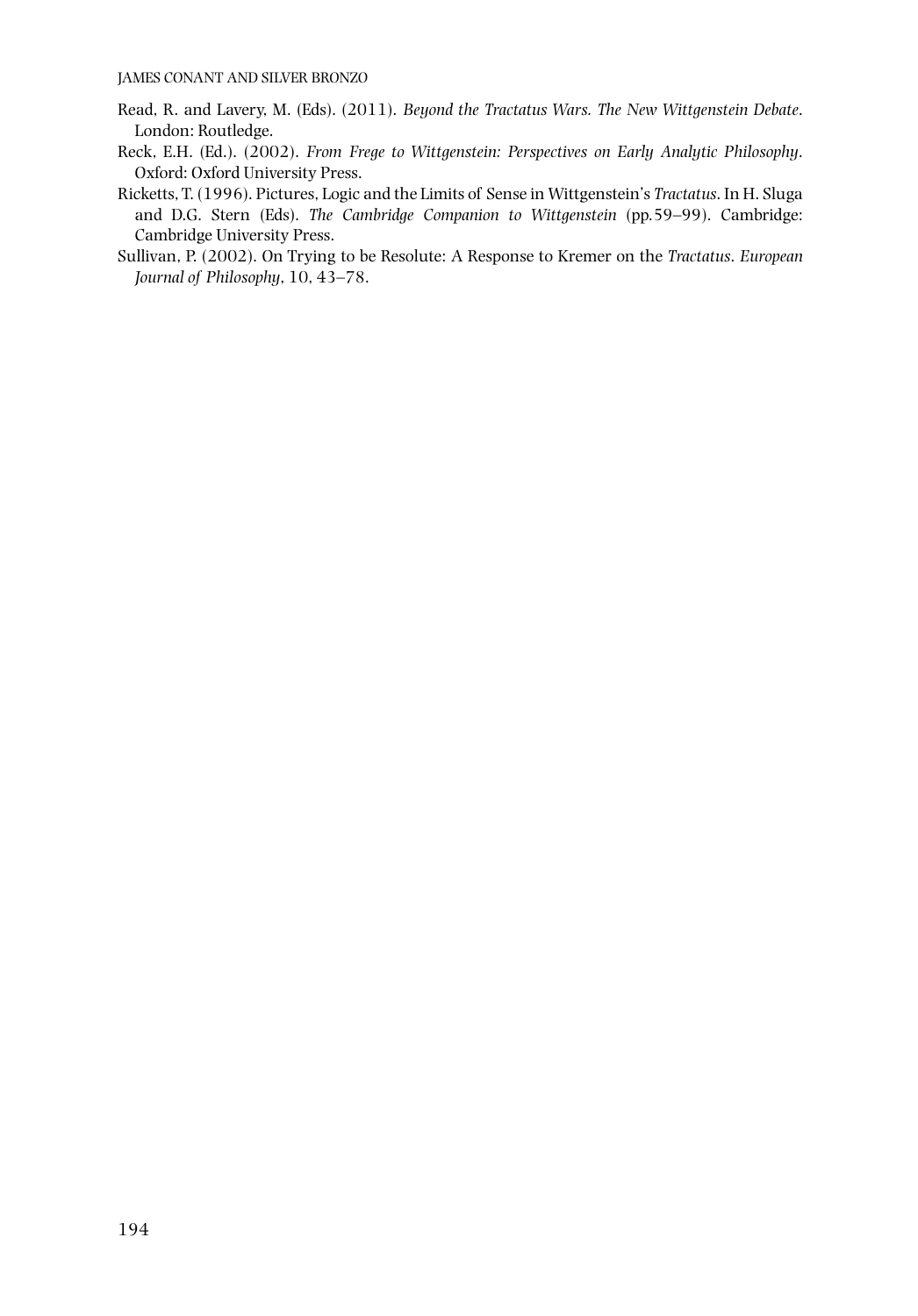Read, R. and Lavery, M. (Eds). (2011). *Beyond the Tractatus Wars. The New Wittgenstein Debate*. London: Routledge.

Reck, E.H. (Ed.). (2002). *From Frege to Wittgenstein: Perspectives on Early Analytic Philosophy*. Oxford: Oxford University Press.

Ricketts, T. (1996). Pictures, Logic and the Limits of Sense in Wittgenstein's *Tractatus*. In H. Sluga and D.G. Stern (Eds). *The Cambridge Companion to Wittgenstein* (pp.59–99). Cambridge: Cambridge University Press.

Sullivan, P. (2002). On Trying to be Resolute: A Response to Kremer on the *Tractatus*. *European Journal of Philosophy*, 10, 43–78.